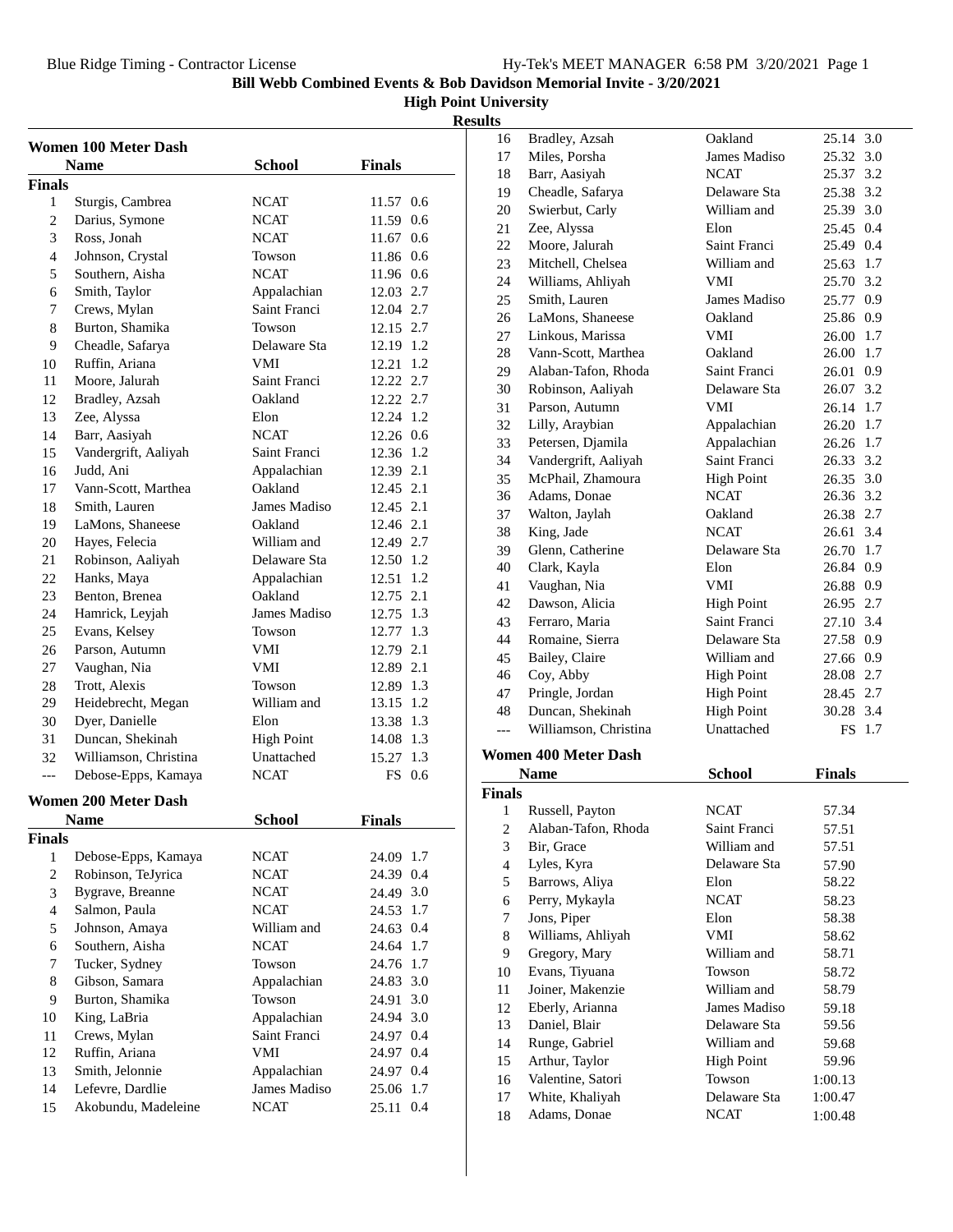**Bill Webb Combined Events & Bob Davidson Memorial Invite - 3/20/2021**

**High Point University**

**Results**

### Women 100 Meter Dash

| | Name | School | Finals | Wind |
|---|---|---|---|---|
| **Finals** | | | | |
| 1 | Sturgis, Cambrea | NCAT | 11.57 | 0.6 |
| 2 | Darius, Symone | NCAT | 11.59 | 0.6 |
| 3 | Ross, Jonah | NCAT | 11.67 | 0.6 |
| 4 | Johnson, Crystal | Towson | 11.86 | 0.6 |
| 5 | Southern, Aisha | NCAT | 11.96 | 0.6 |
| 6 | Smith, Taylor | Appalachian | 12.03 | 2.7 |
| 7 | Crews, Mylan | Saint Franci | 12.04 | 2.7 |
| 8 | Burton, Shamika | Towson | 12.15 | 2.7 |
| 9 | Cheadle, Safarya | Delaware Sta | 12.19 | 1.2 |
| 10 | Ruffin, Ariana | VMI | 12.21 | 1.2 |
| 11 | Moore, Jalurah | Saint Franci | 12.22 | 2.7 |
| 12 | Bradley, Azsah | Oakland | 12.22 | 2.7 |
| 13 | Zee, Alyssa | Elon | 12.24 | 1.2 |
| 14 | Barr, Aasiyah | NCAT | 12.26 | 0.6 |
| 15 | Vandergrift, Aaliyah | Saint Franci | 12.36 | 1.2 |
| 16 | Judd, Ani | Appalachian | 12.39 | 2.1 |
| 17 | Vann-Scott, Marthea | Oakland | 12.45 | 2.1 |
| 18 | Smith, Lauren | James Madiso | 12.45 | 2.1 |
| 19 | LaMons, Shaneese | Oakland | 12.46 | 2.1 |
| 20 | Hayes, Felecia | William and | 12.49 | 2.7 |
| 21 | Robinson, Aaliyah | Delaware Sta | 12.50 | 1.2 |
| 22 | Hanks, Maya | Appalachian | 12.51 | 1.2 |
| 23 | Benton, Brenea | Oakland | 12.75 | 2.1 |
| 24 | Hamrick, Leyjah | James Madiso | 12.75 | 1.3 |
| 25 | Evans, Kelsey | Towson | 12.77 | 1.3 |
| 26 | Parson, Autumn | VMI | 12.79 | 2.1 |
| 27 | Vaughan, Nia | VMI | 12.89 | 2.1 |
| 28 | Trott, Alexis | Towson | 12.89 | 1.3 |
| 29 | Heidebrecht, Megan | William and | 13.15 | 1.2 |
| 30 | Dyer, Danielle | Elon | 13.38 | 1.3 |
| 31 | Duncan, Shekinah | High Point | 14.08 | 1.3 |
| 32 | Williamson, Christina | Unattached | 15.27 | 1.3 |
| --- | Debose-Epps, Kamaya | NCAT | FS | 0.6 |

### Women 200 Meter Dash

| | Name | School | Finals | Wind |
|---|---|---|---|---|
| **Finals** | | | | |
| 1 | Debose-Epps, Kamaya | NCAT | 24.09 | 1.7 |
| 2 | Robinson, TeJyrica | NCAT | 24.39 | 0.4 |
| 3 | Bygrave, Breanne | NCAT | 24.49 | 3.0 |
| 4 | Salmon, Paula | NCAT | 24.53 | 1.7 |
| 5 | Johnson, Amaya | William and | 24.63 | 0.4 |
| 6 | Southern, Aisha | NCAT | 24.64 | 1.7 |
| 7 | Tucker, Sydney | Towson | 24.76 | 1.7 |
| 8 | Gibson, Samara | Appalachian | 24.83 | 3.0 |
| 9 | Burton, Shamika | Towson | 24.91 | 3.0 |
| 10 | King, LaBria | Appalachian | 24.94 | 3.0 |
| 11 | Crews, Mylan | Saint Franci | 24.97 | 0.4 |
| 12 | Ruffin, Ariana | VMI | 24.97 | 0.4 |
| 13 | Smith, Jelonnie | Appalachian | 24.97 | 0.4 |
| 14 | Lefevre, Dardlie | James Madiso | 25.06 | 1.7 |
| 15 | Akobundu, Madeleine | NCAT | 25.11 | 0.4 |
| 16 | Bradley, Azsah | Oakland | 25.14 | 3.0 |
| 17 | Miles, Porsha | James Madiso | 25.32 | 3.0 |
| 18 | Barr, Aasiyah | NCAT | 25.37 | 3.2 |
| 19 | Cheadle, Safarya | Delaware Sta | 25.38 | 3.2 |
| 20 | Swierbut, Carly | William and | 25.39 | 3.0 |
| 21 | Zee, Alyssa | Elon | 25.45 | 0.4 |
| 22 | Moore, Jalurah | Saint Franci | 25.49 | 0.4 |
| 23 | Mitchell, Chelsea | William and | 25.63 | 1.7 |
| 24 | Williams, Ahliyah | VMI | 25.70 | 3.2 |
| 25 | Smith, Lauren | James Madiso | 25.77 | 0.9 |
| 26 | LaMons, Shaneese | Oakland | 25.86 | 0.9 |
| 27 | Linkous, Marissa | VMI | 26.00 | 1.7 |
| 28 | Vann-Scott, Marthea | Oakland | 26.00 | 1.7 |
| 29 | Alaban-Tafon, Rhoda | Saint Franci | 26.01 | 0.9 |
| 30 | Robinson, Aaliyah | Delaware Sta | 26.07 | 3.2 |
| 31 | Parson, Autumn | VMI | 26.14 | 1.7 |
| 32 | Lilly, Araybian | Appalachian | 26.20 | 1.7 |
| 33 | Petersen, Djamila | Appalachian | 26.26 | 1.7 |
| 34 | Vandergrift, Aaliyah | Saint Franci | 26.33 | 3.2 |
| 35 | McPhail, Zhamoura | High Point | 26.35 | 3.0 |
| 36 | Adams, Donae | NCAT | 26.36 | 3.2 |
| 37 | Walton, Jaylah | Oakland | 26.38 | 2.7 |
| 38 | King, Jade | NCAT | 26.61 | 3.4 |
| 39 | Glenn, Catherine | Delaware Sta | 26.70 | 1.7 |
| 40 | Clark, Kayla | Elon | 26.84 | 0.9 |
| 41 | Vaughan, Nia | VMI | 26.88 | 0.9 |
| 42 | Dawson, Alicia | High Point | 26.95 | 2.7 |
| 43 | Ferraro, Maria | Saint Franci | 27.10 | 3.4 |
| 44 | Romaine, Sierra | Delaware Sta | 27.58 | 0.9 |
| 45 | Bailey, Claire | William and | 27.66 | 0.9 |
| 46 | Coy, Abby | High Point | 28.08 | 2.7 |
| 47 | Pringle, Jordan | High Point | 28.45 | 2.7 |
| 48 | Duncan, Shekinah | High Point | 30.28 | 3.4 |
| --- | Williamson, Christina | Unattached | FS | 1.7 |

### Women 400 Meter Dash

| | Name | School | Finals |
|---|---|---|---|
| **Finals** | | | |
| 1 | Russell, Payton | NCAT | 57.34 |
| 2 | Alaban-Tafon, Rhoda | Saint Franci | 57.51 |
| 3 | Bir, Grace | William and | 57.51 |
| 4 | Lyles, Kyra | Delaware Sta | 57.90 |
| 5 | Barrows, Aliya | Elon | 58.22 |
| 6 | Perry, Mykayla | NCAT | 58.23 |
| 7 | Jons, Piper | Elon | 58.38 |
| 8 | Williams, Ahliyah | VMI | 58.62 |
| 9 | Gregory, Mary | William and | 58.71 |
| 10 | Evans, Tiyuana | Towson | 58.72 |
| 11 | Joiner, Makenzie | William and | 58.79 |
| 12 | Eberly, Arianna | James Madiso | 59.18 |
| 13 | Daniel, Blair | Delaware Sta | 59.56 |
| 14 | Runge, Gabriel | William and | 59.68 |
| 15 | Arthur, Taylor | High Point | 59.96 |
| 16 | Valentine, Satori | Towson | 1:00.13 |
| 17 | White, Khaliyah | Delaware Sta | 1:00.47 |
| 18 | Adams, Donae | NCAT | 1:00.48 |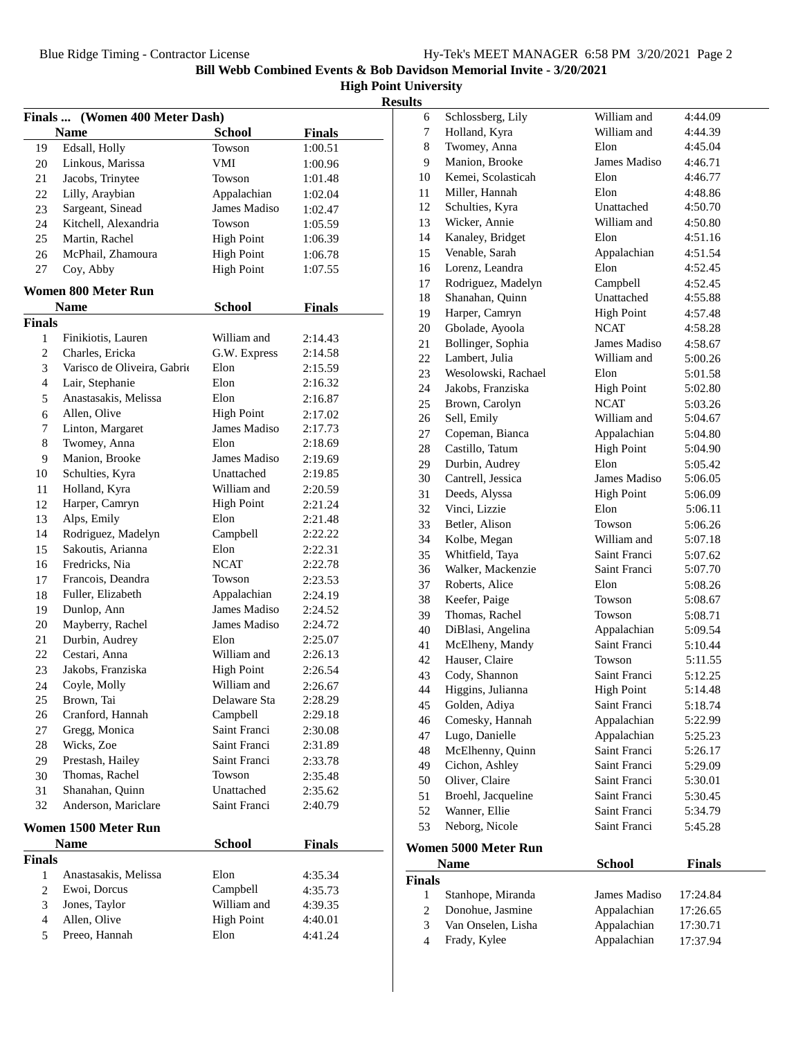**Bill Webb Combined Events & Bob Davidson Memorial Invite - 3/20/2021**

**High Point University**

**Results**

### Finals ... (Women 400 Meter Dash)

| | Name | School | Finals |
|---|---|---|---|
| 19 | Edsall, Holly | Towson | 1:00.51 |
| 20 | Linkous, Marissa | VMI | 1:00.96 |
| 21 | Jacobs, Trinytee | Towson | 1:01.48 |
| 22 | Lilly, Araybian | Appalachian | 1:02.04 |
| 23 | Sargeant, Sinead | James Madiso | 1:02.47 |
| 24 | Kitchell, Alexandria | Towson | 1:05.59 |
| 25 | Martin, Rachel | High Point | 1:06.39 |
| 26 | McPhail, Zhamoura | High Point | 1:06.78 |
| 27 | Coy, Abby | High Point | 1:07.55 |

### Women 800 Meter Run

| | Name | School | Finals |
|---|---|---|---|
| **Finals** | | | |
| 1 | Finikiotis, Lauren | William and | 2:14.43 |
| 2 | Charles, Ericka | G.W. Express | 2:14.58 |
| 3 | Varisco de Oliveira, Gabrie | Elon | 2:15.59 |
| 4 | Lair, Stephanie | Elon | 2:16.32 |
| 5 | Anastasakis, Melissa | Elon | 2:16.87 |
| 6 | Allen, Olive | High Point | 2:17.02 |
| 7 | Linton, Margaret | James Madiso | 2:17.73 |
| 8 | Twomey, Anna | Elon | 2:18.69 |
| 9 | Manion, Brooke | James Madiso | 2:19.69 |
| 10 | Schulties, Kyra | Unattached | 2:19.85 |
| 11 | Holland, Kyra | William and | 2:20.59 |
| 12 | Harper, Camryn | High Point | 2:21.24 |
| 13 | Alps, Emily | Elon | 2:21.48 |
| 14 | Rodriguez, Madelyn | Campbell | 2:22.22 |
| 15 | Sakoutis, Arianna | Elon | 2:22.31 |
| 16 | Fredricks, Nia | NCAT | 2:22.78 |
| 17 | Francois, Deandra | Towson | 2:23.53 |
| 18 | Fuller, Elizabeth | Appalachian | 2:24.19 |
| 19 | Dunlop, Ann | James Madiso | 2:24.52 |
| 20 | Mayberry, Rachel | James Madiso | 2:24.72 |
| 21 | Durbin, Audrey | Elon | 2:25.07 |
| 22 | Cestari, Anna | William and | 2:26.13 |
| 23 | Jakobs, Franziska | High Point | 2:26.54 |
| 24 | Coyle, Molly | William and | 2:26.67 |
| 25 | Brown, Tai | Delaware Sta | 2:28.29 |
| 26 | Cranford, Hannah | Campbell | 2:29.18 |
| 27 | Gregg, Monica | Saint Franci | 2:30.08 |
| 28 | Wicks, Zoe | Saint Franci | 2:31.89 |
| 29 | Prestash, Hailey | Saint Franci | 2:33.78 |
| 30 | Thomas, Rachel | Towson | 2:35.48 |
| 31 | Shanahan, Quinn | Unattached | 2:35.62 |
| 32 | Anderson, Mariclare | Saint Franci | 2:40.79 |

### Women 1500 Meter Run

| | Name | School | Finals |
|---|---|---|---|
| **Finals** | | | |
| 1 | Anastasakis, Melissa | Elon | 4:35.34 |
| 2 | Ewoi, Dorcus | Campbell | 4:35.73 |
| 3 | Jones, Taylor | William and | 4:39.35 |
| 4 | Allen, Olive | High Point | 4:40.01 |
| 5 | Preeo, Hannah | Elon | 4:41.24 |
| 6 | Schlossberg, Lily | William and | 4:44.09 |
| 7 | Holland, Kyra | William and | 4:44.39 |
| 8 | Twomey, Anna | Elon | 4:45.04 |
| 9 | Manion, Brooke | James Madiso | 4:46.71 |
| 10 | Kemei, Scolasticah | Elon | 4:46.77 |
| 11 | Miller, Hannah | Elon | 4:48.86 |
| 12 | Schulties, Kyra | Unattached | 4:50.70 |
| 13 | Wicker, Annie | William and | 4:50.80 |
| 14 | Kanaley, Bridget | Elon | 4:51.16 |
| 15 | Venable, Sarah | Appalachian | 4:51.54 |
| 16 | Lorenz, Leandra | Elon | 4:52.45 |
| 17 | Rodriguez, Madelyn | Campbell | 4:52.45 |
| 18 | Shanahan, Quinn | Unattached | 4:55.88 |
| 19 | Harper, Camryn | High Point | 4:57.48 |
| 20 | Gbolade, Ayoola | NCAT | 4:58.28 |
| 21 | Bollinger, Sophia | James Madiso | 4:58.67 |
| 22 | Lambert, Julia | William and | 5:00.26 |
| 23 | Wesolowski, Rachael | Elon | 5:01.58 |
| 24 | Jakobs, Franziska | High Point | 5:02.80 |
| 25 | Brown, Carolyn | NCAT | 5:03.26 |
| 26 | Sell, Emily | William and | 5:04.67 |
| 27 | Copeman, Bianca | Appalachian | 5:04.80 |
| 28 | Castillo, Tatum | High Point | 5:04.90 |
| 29 | Durbin, Audrey | Elon | 5:05.42 |
| 30 | Cantrell, Jessica | James Madiso | 5:06.05 |
| 31 | Deeds, Alyssa | High Point | 5:06.09 |
| 32 | Vinci, Lizzie | Elon | 5:06.11 |
| 33 | Betler, Alison | Towson | 5:06.26 |
| 34 | Kolbe, Megan | William and | 5:07.18 |
| 35 | Whitfield, Taya | Saint Franci | 5:07.62 |
| 36 | Walker, Mackenzie | Saint Franci | 5:07.70 |
| 37 | Roberts, Alice | Elon | 5:08.26 |
| 38 | Keefer, Paige | Towson | 5:08.67 |
| 39 | Thomas, Rachel | Towson | 5:08.71 |
| 40 | DiBlasi, Angelina | Appalachian | 5:09.54 |
| 41 | McElheny, Mandy | Saint Franci | 5:10.44 |
| 42 | Hauser, Claire | Towson | 5:11.55 |
| 43 | Cody, Shannon | Saint Franci | 5:12.25 |
| 44 | Higgins, Julianna | High Point | 5:14.48 |
| 45 | Golden, Adiya | Saint Franci | 5:18.74 |
| 46 | Comesky, Hannah | Appalachian | 5:22.99 |
| 47 | Lugo, Danielle | Appalachian | 5:25.23 |
| 48 | McElhenny, Quinn | Saint Franci | 5:26.17 |
| 49 | Cichon, Ashley | Saint Franci | 5:29.09 |
| 50 | Oliver, Claire | Saint Franci | 5:30.01 |
| 51 | Broehl, Jacqueline | Saint Franci | 5:30.45 |
| 52 | Wanner, Ellie | Saint Franci | 5:34.79 |
| 53 | Neborg, Nicole | Saint Franci | 5:45.28 |

### Women 5000 Meter Run

| | Name | School | Finals |
|---|---|---|---|
| **Finals** | | | |
| 1 | Stanhope, Miranda | James Madiso | 17:24.84 |
| 2 | Donohue, Jasmine | Appalachian | 17:26.65 |
| 3 | Van Onselen, Lisha | Appalachian | 17:30.71 |
| 4 | Frady, Kylee | Appalachian | 17:37.94 |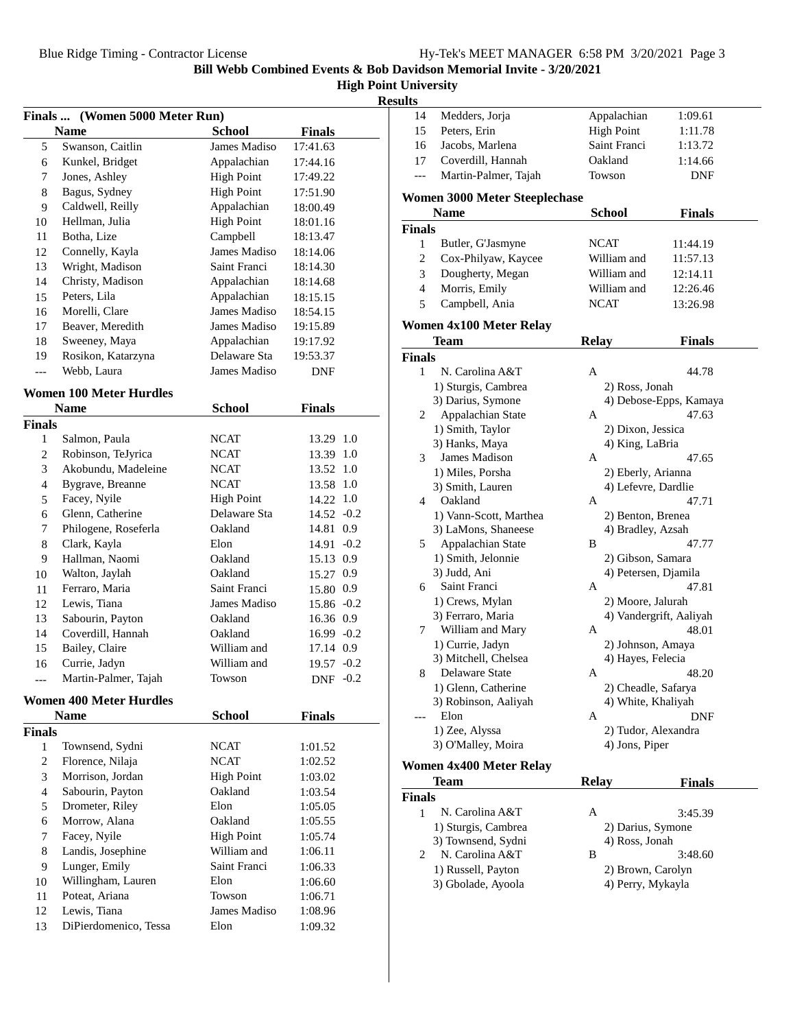Bill Webb Combined Events & Bob Davidson Memorial Invite - 3/20/2021

High Point University

Results

### Finals ... (Women 5000 Meter Run)

| | Name | School | Finals |
|---|---|---|---|
| 5 | Swanson, Caitlin | James Madiso | 17:41.63 |
| 6 | Kunkel, Bridget | Appalachian | 17:44.16 |
| 7 | Jones, Ashley | High Point | 17:49.22 |
| 8 | Bagus, Sydney | High Point | 17:51.90 |
| 9 | Caldwell, Reilly | Appalachian | 18:00.49 |
| 10 | Hellman, Julia | High Point | 18:01.16 |
| 11 | Botha, Lize | Campbell | 18:13.47 |
| 12 | Connelly, Kayla | James Madiso | 18:14.06 |
| 13 | Wright, Madison | Saint Franci | 18:14.30 |
| 14 | Christy, Madison | Appalachian | 18:14.68 |
| 15 | Peters, Lila | Appalachian | 18:15.15 |
| 16 | Morelli, Clare | James Madiso | 18:54.15 |
| 17 | Beaver, Meredith | James Madiso | 19:15.89 |
| 18 | Sweeney, Maya | Appalachian | 19:17.92 |
| 19 | Rosikon, Katarzyna | Delaware Sta | 19:53.37 |
| --- | Webb, Laura | James Madiso | DNF |

### Women 100 Meter Hurdles

**Finals**

| | Name | School | Finals | Wind |
|---|---|---|---|---|
| 1 | Salmon, Paula | NCAT | 13.29 | 1.0 |
| 2 | Robinson, TeJyrica | NCAT | 13.39 | 1.0 |
| 3 | Akobundu, Madeleine | NCAT | 13.52 | 1.0 |
| 4 | Bygrave, Breanne | NCAT | 13.58 | 1.0 |
| 5 | Facey, Nyile | High Point | 14.22 | 1.0 |
| 6 | Glenn, Catherine | Delaware Sta | 14.52 | -0.2 |
| 7 | Philogene, Roseferla | Oakland | 14.81 | 0.9 |
| 8 | Clark, Kayla | Elon | 14.91 | -0.2 |
| 9 | Hallman, Naomi | Oakland | 15.13 | 0.9 |
| 10 | Walton, Jaylah | Oakland | 15.27 | 0.9 |
| 11 | Ferraro, Maria | Saint Franci | 15.80 | 0.9 |
| 12 | Lewis, Tiana | James Madiso | 15.86 | -0.2 |
| 13 | Sabourin, Payton | Oakland | 16.36 | 0.9 |
| 14 | Coverdill, Hannah | Oakland | 16.99 | -0.2 |
| 15 | Bailey, Claire | William and | 17.14 | 0.9 |
| 16 | Currie, Jadyn | William and | 19.57 | -0.2 |
| --- | Martin-Palmer, Tajah | Towson | DNF | -0.2 |

### Women 400 Meter Hurdles

**Finals**

| | Name | School | Finals |
|---|---|---|---|
| 1 | Townsend, Sydni | NCAT | 1:01.52 |
| 2 | Florence, Nilaja | NCAT | 1:02.52 |
| 3 | Morrison, Jordan | High Point | 1:03.02 |
| 4 | Sabourin, Payton | Oakland | 1:03.54 |
| 5 | Drometer, Riley | Elon | 1:05.05 |
| 6 | Morrow, Alana | Oakland | 1:05.55 |
| 7 | Facey, Nyile | High Point | 1:05.74 |
| 8 | Landis, Josephine | William and | 1:06.11 |
| 9 | Lunger, Emily | Saint Franci | 1:06.33 |
| 10 | Willingham, Lauren | Elon | 1:06.60 |
| 11 | Poteat, Ariana | Towson | 1:06.71 |
| 12 | Lewis, Tiana | James Madiso | 1:08.96 |
| 13 | DiPierdomenico, Tessa | Elon | 1:09.32 |
| 14 | Medders, Jorja | Appalachian | 1:09.61 |
| 15 | Peters, Erin | High Point | 1:11.78 |
| 16 | Jacobs, Marlena | Saint Franci | 1:13.72 |
| 17 | Coverdill, Hannah | Oakland | 1:14.66 |
| --- | Martin-Palmer, Tajah | Towson | DNF |

### Women 3000 Meter Steeplechase

**Finals**

| | Name | School | Finals |
|---|---|---|---|
| 1 | Butler, G'Jasmyne | NCAT | 11:44.19 |
| 2 | Cox-Philyaw, Kaycee | William and | 11:57.13 |
| 3 | Dougherty, Megan | William and | 12:14.11 |
| 4 | Morris, Emily | William and | 12:26.46 |
| 5 | Campbell, Ania | NCAT | 13:26.98 |

### Women 4x100 Meter Relay

**Finals**

| | Team | Relay | Finals |
|---|---|---|---|
| 1 | N. Carolina A&T | A | 44.78 |
| | 1) Sturgis, Cambrea | 2) Ross, Jonah | |
| | 3) Darius, Symone | 4) Debose-Epps, Kamaya | |
| 2 | Appalachian State | A | 47.63 |
| | 1) Smith, Taylor | 2) Dixon, Jessica | |
| | 3) Hanks, Maya | 4) King, LaBria | |
| 3 | James Madison | A | 47.65 |
| | 1) Miles, Porsha | 2) Eberly, Arianna | |
| | 3) Smith, Lauren | 4) Lefevre, Dardlie | |
| 4 | Oakland | A | 47.71 |
| | 1) Vann-Scott, Marthea | 2) Benton, Brenea | |
| | 3) LaMons, Shaneese | 4) Bradley, Azsah | |
| 5 | Appalachian State | B | 47.77 |
| | 1) Smith, Jelonnie | 2) Gibson, Samara | |
| | 3) Judd, Ani | 4) Petersen, Djamila | |
| 6 | Saint Franci | A | 47.81 |
| | 1) Crews, Mylan | 2) Moore, Jalurah | |
| | 3) Ferraro, Maria | 4) Vandergrift, Aaliyah | |
| 7 | William and Mary | A | 48.01 |
| | 1) Currie, Jadyn | 2) Johnson, Amaya | |
| | 3) Mitchell, Chelsea | 4) Hayes, Felecia | |
| 8 | Delaware State | A | 48.20 |
| | 1) Glenn, Catherine | 2) Cheadle, Safarya | |
| | 3) Robinson, Aaliyah | 4) White, Khaliyah | |
| --- | Elon | A | DNF |
| | 1) Zee, Alyssa | 2) Tudor, Alexandra | |
| | 3) O'Malley, Moira | 4) Jons, Piper | |

### Women 4x400 Meter Relay

**Finals**

| | Team | Relay | Finals |
|---|---|---|---|
| 1 | N. Carolina A&T | A | 3:45.39 |
| | 1) Sturgis, Cambrea | 2) Darius, Symone | |
| | 3) Townsend, Sydni | 4) Ross, Jonah | |
| 2 | N. Carolina A&T | B | 3:48.60 |
| | 1) Russell, Payton | 2) Brown, Carolyn | |
| | 3) Gbolade, Ayoola | 4) Perry, Mykayla | |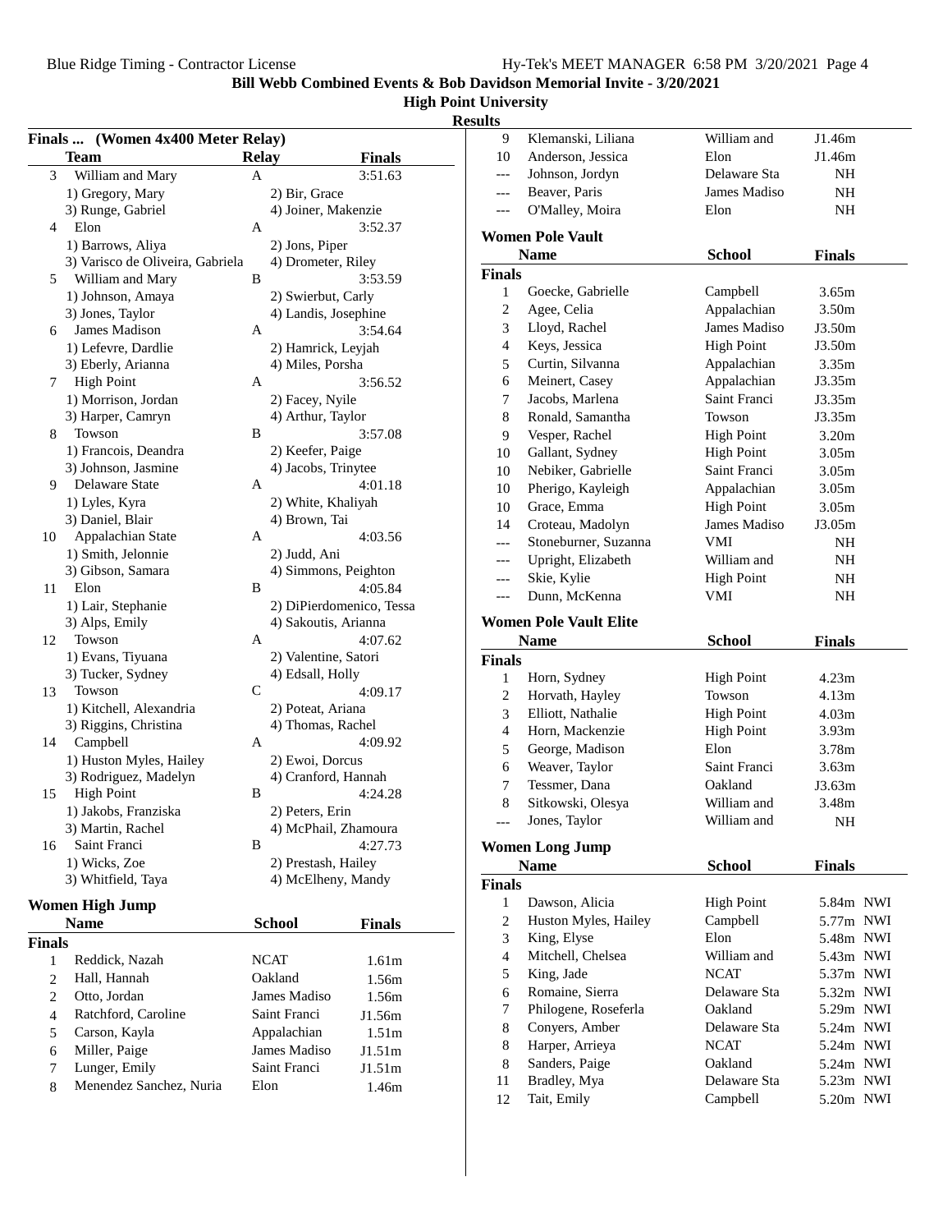Bill Webb Combined Events & Bob Davidson Memorial Invite - 3/20/2021

High Point University

Results

## Finals ... (Women 4x400 Meter Relay)

| | Team | Relay | Finals |
|---|---|---|---|
| 3 | William and Mary | A | 3:51.63 |
| | 1) Gregory, Mary | 2) Bir, Grace | |
| | 3) Runge, Gabriel | 4) Joiner, Makenzie | |
| 4 | Elon | A | 3:52.37 |
| | 1) Barrows, Aliya | 2) Jons, Piper | |
| | 3) Varisco de Oliveira, Gabriela | 4) Drometer, Riley | |
| 5 | William and Mary | B | 3:53.59 |
| | 1) Johnson, Amaya | 2) Swierbut, Carly | |
| | 3) Jones, Taylor | 4) Landis, Josephine | |
| 6 | James Madison | A | 3:54.64 |
| | 1) Lefevre, Dardlie | 2) Hamrick, Leyjah | |
| | 3) Eberly, Arianna | 4) Miles, Porsha | |
| 7 | High Point | A | 3:56.52 |
| | 1) Morrison, Jordan | 2) Facey, Nyile | |
| | 3) Harper, Camryn | 4) Arthur, Taylor | |
| 8 | Towson | B | 3:57.08 |
| | 1) Francois, Deandra | 2) Keefer, Paige | |
| | 3) Johnson, Jasmine | 4) Jacobs, Trinytee | |
| 9 | Delaware State | A | 4:01.18 |
| | 1) Lyles, Kyra | 2) White, Khaliyah | |
| | 3) Daniel, Blair | 4) Brown, Tai | |
| 10 | Appalachian State | A | 4:03.56 |
| | 1) Smith, Jelonnie | 2) Judd, Ani | |
| | 3) Gibson, Samara | 4) Simmons, Peighton | |
| 11 | Elon | B | 4:05.84 |
| | 1) Lair, Stephanie | 2) DiPierdomenico, Tessa | |
| | 3) Alps, Emily | 4) Sakoutis, Arianna | |
| 12 | Towson | A | 4:07.62 |
| | 1) Evans, Tiyuana | 2) Valentine, Satori | |
| | 3) Tucker, Sydney | 4) Edsall, Holly | |
| 13 | Towson | C | 4:09.17 |
| | 1) Kitchell, Alexandria | 2) Poteat, Ariana | |
| | 3) Riggins, Christina | 4) Thomas, Rachel | |
| 14 | Campbell | A | 4:09.92 |
| | 1) Huston Myles, Hailey | 2) Ewoi, Dorcus | |
| | 3) Rodriguez, Madelyn | 4) Cranford, Hannah | |
| 15 | High Point | B | 4:24.28 |
| | 1) Jakobs, Franziska | 2) Peters, Erin | |
| | 3) Martin, Rachel | 4) McPhail, Zhamoura | |
| 16 | Saint Franci | B | 4:27.73 |
| | 1) Wicks, Zoe | 2) Prestash, Hailey | |
| | 3) Whitfield, Taya | 4) McElheny, Mandy | |

## Women High Jump

| | Name | School | Finals |
|---|---|---|---|
| **Finals** | | | |
| 1 | Reddick, Nazah | NCAT | 1.61m |
| 2 | Hall, Hannah | Oakland | 1.56m |
| 2 | Otto, Jordan | James Madiso | 1.56m |
| 4 | Ratchford, Caroline | Saint Franci | J1.56m |
| 5 | Carson, Kayla | Appalachian | 1.51m |
| 6 | Miller, Paige | James Madiso | J1.51m |
| 7 | Lunger, Emily | Saint Franci | J1.51m |
| 8 | Menendez Sanchez, Nuria | Elon | 1.46m |
| 9 | Klemanski, Liliana | William and | J1.46m |
| 10 | Anderson, Jessica | Elon | J1.46m |
| --- | Johnson, Jordyn | Delaware Sta | NH |
| --- | Beaver, Paris | James Madiso | NH |
| --- | O'Malley, Moira | Elon | NH |

## Women Pole Vault

| | Name | School | Finals |
|---|---|---|---|
| **Finals** | | | |
| 1 | Goecke, Gabrielle | Campbell | 3.65m |
| 2 | Agee, Celia | Appalachian | 3.50m |
| 3 | Lloyd, Rachel | James Madiso | J3.50m |
| 4 | Keys, Jessica | High Point | J3.50m |
| 5 | Curtin, Silvanna | Appalachian | 3.35m |
| 6 | Meinert, Casey | Appalachian | J3.35m |
| 7 | Jacobs, Marlena | Saint Franci | J3.35m |
| 8 | Ronald, Samantha | Towson | J3.35m |
| 9 | Vesper, Rachel | High Point | 3.20m |
| 10 | Gallant, Sydney | High Point | 3.05m |
| 10 | Nebiker, Gabrielle | Saint Franci | 3.05m |
| 10 | Pherigo, Kayleigh | Appalachian | 3.05m |
| 10 | Grace, Emma | High Point | 3.05m |
| 14 | Croteau, Madolyn | James Madiso | J3.05m |
| --- | Stoneburner, Suzanna | VMI | NH |
| --- | Upright, Elizabeth | William and | NH |
| --- | Skie, Kylie | High Point | NH |
| --- | Dunn, McKenna | VMI | NH |

## Women Pole Vault Elite

| | Name | School | Finals |
|---|---|---|---|
| **Finals** | | | |
| 1 | Horn, Sydney | High Point | 4.23m |
| 2 | Horvath, Hayley | Towson | 4.13m |
| 3 | Elliott, Nathalie | High Point | 4.03m |
| 4 | Horn, Mackenzie | High Point | 3.93m |
| 5 | George, Madison | Elon | 3.78m |
| 6 | Weaver, Taylor | Saint Franci | 3.63m |
| 7 | Tessmer, Dana | Oakland | J3.63m |
| 8 | Sitkowski, Olesya | William and | 3.48m |
| --- | Jones, Taylor | William and | NH |

## Women Long Jump

| | Name | School | Finals | |
|---|---|---|---|---|
| **Finals** | | | | |
| 1 | Dawson, Alicia | High Point | 5.84m | NWI |
| 2 | Huston Myles, Hailey | Campbell | 5.77m | NWI |
| 3 | King, Elyse | Elon | 5.48m | NWI |
| 4 | Mitchell, Chelsea | William and | 5.43m | NWI |
| 5 | King, Jade | NCAT | 5.37m | NWI |
| 6 | Romaine, Sierra | Delaware Sta | 5.32m | NWI |
| 7 | Philogene, Roseferla | Oakland | 5.29m | NWI |
| 8 | Conyers, Amber | Delaware Sta | 5.24m | NWI |
| 8 | Harper, Arrieya | NCAT | 5.24m | NWI |
| 8 | Sanders, Paige | Oakland | 5.24m | NWI |
| 11 | Bradley, Mya | Delaware Sta | 5.23m | NWI |
| 12 | Tait, Emily | Campbell | 5.20m | NWI |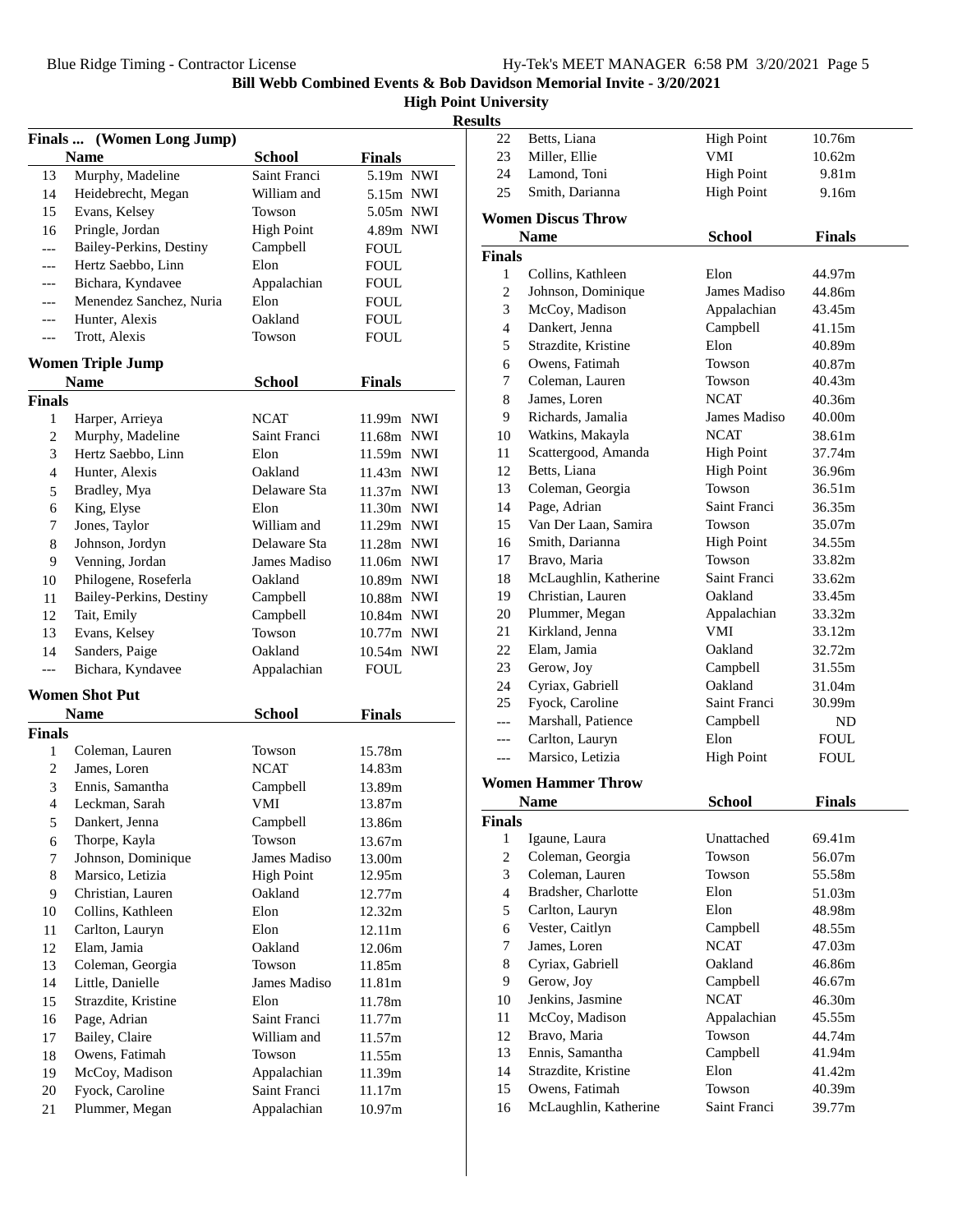# Bill Webb Combined Events & Bob Davidson Memorial Invite - 3/20/2021

## High Point University

### Results

**Finals ... (Women Long Jump)**

| | Name | School | Finals | |
|---|---|---|---|---|
| 13 | Murphy, Madeline | Saint Franci | 5.19m | NWI |
| 14 | Heidebrecht, Megan | William and | 5.15m | NWI |
| 15 | Evans, Kelsey | Towson | 5.05m | NWI |
| 16 | Pringle, Jordan | High Point | 4.89m | NWI |
| --- | Bailey-Perkins, Destiny | Campbell | FOUL | |
| --- | Hertz Saebbo, Linn | Elon | FOUL | |
| --- | Bichara, Kyndavee | Appalachian | FOUL | |
| --- | Menendez Sanchez, Nuria | Elon | FOUL | |
| --- | Hunter, Alexis | Oakland | FOUL | |
| --- | Trott, Alexis | Towson | FOUL | |

**Women Triple Jump**

| | Name | School | Finals | |
|---|---|---|---|---|
| **Finals** | | | | |
| 1 | Harper, Arrieya | NCAT | 11.99m | NWI |
| 2 | Murphy, Madeline | Saint Franci | 11.68m | NWI |
| 3 | Hertz Saebbo, Linn | Elon | 11.59m | NWI |
| 4 | Hunter, Alexis | Oakland | 11.43m | NWI |
| 5 | Bradley, Mya | Delaware Sta | 11.37m | NWI |
| 6 | King, Elyse | Elon | 11.30m | NWI |
| 7 | Jones, Taylor | William and | 11.29m | NWI |
| 8 | Johnson, Jordyn | Delaware Sta | 11.28m | NWI |
| 9 | Venning, Jordan | James Madiso | 11.06m | NWI |
| 10 | Philogene, Roseferla | Oakland | 10.89m | NWI |
| 11 | Bailey-Perkins, Destiny | Campbell | 10.88m | NWI |
| 12 | Tait, Emily | Campbell | 10.84m | NWI |
| 13 | Evans, Kelsey | Towson | 10.77m | NWI |
| 14 | Sanders, Paige | Oakland | 10.54m | NWI |
| --- | Bichara, Kyndavee | Appalachian | FOUL | |

**Women Shot Put**

| | Name | School | Finals |
|---|---|---|---|
| **Finals** | | | |
| 1 | Coleman, Lauren | Towson | 15.78m |
| 2 | James, Loren | NCAT | 14.83m |
| 3 | Ennis, Samantha | Campbell | 13.89m |
| 4 | Leckman, Sarah | VMI | 13.87m |
| 5 | Dankert, Jenna | Campbell | 13.86m |
| 6 | Thorpe, Kayla | Towson | 13.67m |
| 7 | Johnson, Dominique | James Madiso | 13.00m |
| 8 | Marsico, Letizia | High Point | 12.95m |
| 9 | Christian, Lauren | Oakland | 12.77m |
| 10 | Collins, Kathleen | Elon | 12.32m |
| 11 | Carlton, Lauryn | Elon | 12.11m |
| 12 | Elam, Jamia | Oakland | 12.06m |
| 13 | Coleman, Georgia | Towson | 11.85m |
| 14 | Little, Danielle | James Madiso | 11.81m |
| 15 | Strazdite, Kristine | Elon | 11.78m |
| 16 | Page, Adrian | Saint Franci | 11.77m |
| 17 | Bailey, Claire | William and | 11.57m |
| 18 | Owens, Fatimah | Towson | 11.55m |
| 19 | McCoy, Madison | Appalachian | 11.39m |
| 20 | Fyock, Caroline | Saint Franci | 11.17m |
| 21 | Plummer, Megan | Appalachian | 10.97m |
| 22 | Betts, Liana | High Point | 10.76m |
| 23 | Miller, Ellie | VMI | 10.62m |
| 24 | Lamond, Toni | High Point | 9.81m |
| 25 | Smith, Darianna | High Point | 9.16m |

**Women Discus Throw**

| | Name | School | Finals |
|---|---|---|---|
| **Finals** | | | |
| 1 | Collins, Kathleen | Elon | 44.97m |
| 2 | Johnson, Dominique | James Madiso | 44.86m |
| 3 | McCoy, Madison | Appalachian | 43.45m |
| 4 | Dankert, Jenna | Campbell | 41.15m |
| 5 | Strazdite, Kristine | Elon | 40.89m |
| 6 | Owens, Fatimah | Towson | 40.87m |
| 7 | Coleman, Lauren | Towson | 40.43m |
| 8 | James, Loren | NCAT | 40.36m |
| 9 | Richards, Jamalia | James Madiso | 40.00m |
| 10 | Watkins, Makayla | NCAT | 38.61m |
| 11 | Scattergood, Amanda | High Point | 37.74m |
| 12 | Betts, Liana | High Point | 36.96m |
| 13 | Coleman, Georgia | Towson | 36.51m |
| 14 | Page, Adrian | Saint Franci | 36.35m |
| 15 | Van Der Laan, Samira | Towson | 35.07m |
| 16 | Smith, Darianna | High Point | 34.55m |
| 17 | Bravo, Maria | Towson | 33.82m |
| 18 | McLaughlin, Katherine | Saint Franci | 33.62m |
| 19 | Christian, Lauren | Oakland | 33.45m |
| 20 | Plummer, Megan | Appalachian | 33.32m |
| 21 | Kirkland, Jenna | VMI | 33.12m |
| 22 | Elam, Jamia | Oakland | 32.72m |
| 23 | Gerow, Joy | Campbell | 31.55m |
| 24 | Cyriax, Gabriell | Oakland | 31.04m |
| 25 | Fyock, Caroline | Saint Franci | 30.99m |
| --- | Marshall, Patience | Campbell | ND |
| --- | Carlton, Lauryn | Elon | FOUL |
| --- | Marsico, Letizia | High Point | FOUL |

**Women Hammer Throw**

| | Name | School | Finals |
|---|---|---|---|
| **Finals** | | | |
| 1 | Igaune, Laura | Unattached | 69.41m |
| 2 | Coleman, Georgia | Towson | 56.07m |
| 3 | Coleman, Lauren | Towson | 55.58m |
| 4 | Bradsher, Charlotte | Elon | 51.03m |
| 5 | Carlton, Lauryn | Elon | 48.98m |
| 6 | Vester, Caitlyn | Campbell | 48.55m |
| 7 | James, Loren | NCAT | 47.03m |
| 8 | Cyriax, Gabriell | Oakland | 46.86m |
| 9 | Gerow, Joy | Campbell | 46.67m |
| 10 | Jenkins, Jasmine | NCAT | 46.30m |
| 11 | McCoy, Madison | Appalachian | 45.55m |
| 12 | Bravo, Maria | Towson | 44.74m |
| 13 | Ennis, Samantha | Campbell | 41.94m |
| 14 | Strazdite, Kristine | Elon | 41.42m |
| 15 | Owens, Fatimah | Towson | 40.39m |
| 16 | McLaughlin, Katherine | Saint Franci | 39.77m |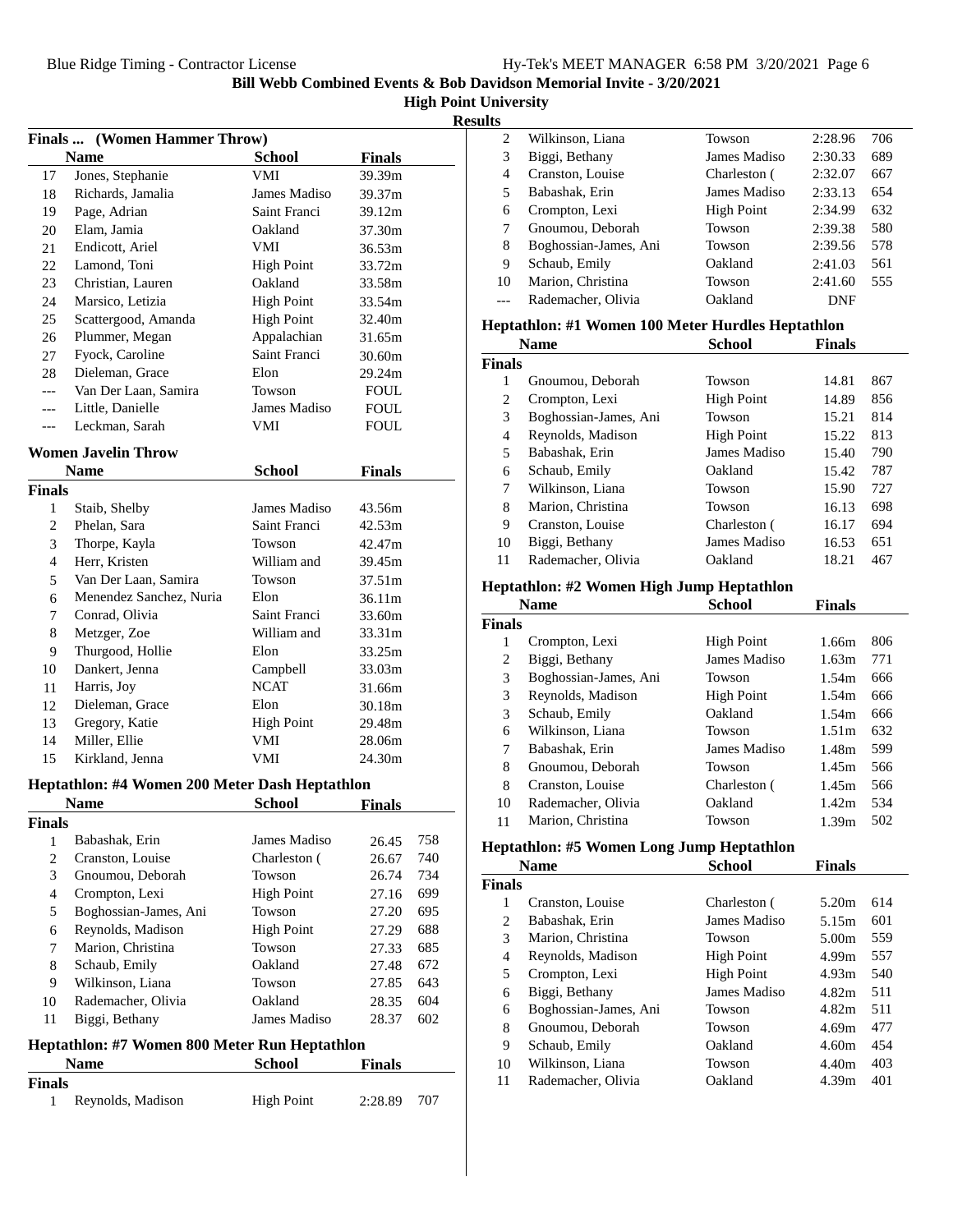## Bill Webb Combined Events & Bob Davidson Memorial Invite - 3/20/2021

### High Point University

### Results

#### Finals ... (Women Hammer Throw)

| | Name | School | Finals |
|---|---|---|---|
| 17 | Jones, Stephanie | VMI | 39.39m |
| 18 | Richards, Jamalia | James Madiso | 39.37m |
| 19 | Page, Adrian | Saint Franci | 39.12m |
| 20 | Elam, Jamia | Oakland | 37.30m |
| 21 | Endicott, Ariel | VMI | 36.53m |
| 22 | Lamond, Toni | High Point | 33.72m |
| 23 | Christian, Lauren | Oakland | 33.58m |
| 24 | Marsico, Letizia | High Point | 33.54m |
| 25 | Scattergood, Amanda | High Point | 32.40m |
| 26 | Plummer, Megan | Appalachian | 31.65m |
| 27 | Fyock, Caroline | Saint Franci | 30.60m |
| 28 | Dieleman, Grace | Elon | 29.24m |
| --- | Van Der Laan, Samira | Towson | FOUL |
| --- | Little, Danielle | James Madiso | FOUL |
| --- | Leckman, Sarah | VMI | FOUL |

#### Women Javelin Throw

| | Name | School | Finals |
|---|---|---|---|
| **Finals** | | | |
| 1 | Staib, Shelby | James Madiso | 43.56m |
| 2 | Phelan, Sara | Saint Franci | 42.53m |
| 3 | Thorpe, Kayla | Towson | 42.47m |
| 4 | Herr, Kristen | William and | 39.45m |
| 5 | Van Der Laan, Samira | Towson | 37.51m |
| 6 | Menendez Sanchez, Nuria | Elon | 36.11m |
| 7 | Conrad, Olivia | Saint Franci | 33.60m |
| 8 | Metzger, Zoe | William and | 33.31m |
| 9 | Thurgood, Hollie | Elon | 33.25m |
| 10 | Dankert, Jenna | Campbell | 33.03m |
| 11 | Harris, Joy | NCAT | 31.66m |
| 12 | Dieleman, Grace | Elon | 30.18m |
| 13 | Gregory, Katie | High Point | 29.48m |
| 14 | Miller, Ellie | VMI | 28.06m |
| 15 | Kirkland, Jenna | VMI | 24.30m |

#### Heptathlon: #4 Women 200 Meter Dash Heptathlon

| | Name | School | Finals | |
|---|---|---|---|---|
| **Finals** | | | | |
| 1 | Babashak, Erin | James Madiso | 26.45 | 758 |
| 2 | Cranston, Louise | Charleston ( | 26.67 | 740 |
| 3 | Gnoumou, Deborah | Towson | 26.74 | 734 |
| 4 | Crompton, Lexi | High Point | 27.16 | 699 |
| 5 | Boghossian-James, Ani | Towson | 27.20 | 695 |
| 6 | Reynolds, Madison | High Point | 27.29 | 688 |
| 7 | Marion, Christina | Towson | 27.33 | 685 |
| 8 | Schaub, Emily | Oakland | 27.48 | 672 |
| 9 | Wilkinson, Liana | Towson | 27.85 | 643 |
| 10 | Rademacher, Olivia | Oakland | 28.35 | 604 |
| 11 | Biggi, Bethany | James Madiso | 28.37 | 602 |

#### Heptathlon: #7 Women 800 Meter Run Heptathlon

| | Name | School | Finals | |
|---|---|---|---|---|
| **Finals** | | | | |
| 1 | Reynolds, Madison | High Point | 2:28.89 | 707 |
| 2 | Wilkinson, Liana | Towson | 2:28.96 | 706 |
| 3 | Biggi, Bethany | James Madiso | 2:30.33 | 689 |
| 4 | Cranston, Louise | Charleston ( | 2:32.07 | 667 |
| 5 | Babashak, Erin | James Madiso | 2:33.13 | 654 |
| 6 | Crompton, Lexi | High Point | 2:34.99 | 632 |
| 7 | Gnoumou, Deborah | Towson | 2:39.38 | 580 |
| 8 | Boghossian-James, Ani | Towson | 2:39.56 | 578 |
| 9 | Schaub, Emily | Oakland | 2:41.03 | 561 |
| 10 | Marion, Christina | Towson | 2:41.60 | 555 |
| --- | Rademacher, Olivia | Oakland | DNF | |

#### Heptathlon: #1 Women 100 Meter Hurdles Heptathlon

| | Name | School | Finals | |
|---|---|---|---|---|
| **Finals** | | | | |
| 1 | Gnoumou, Deborah | Towson | 14.81 | 867 |
| 2 | Crompton, Lexi | High Point | 14.89 | 856 |
| 3 | Boghossian-James, Ani | Towson | 15.21 | 814 |
| 4 | Reynolds, Madison | High Point | 15.22 | 813 |
| 5 | Babashak, Erin | James Madiso | 15.40 | 790 |
| 6 | Schaub, Emily | Oakland | 15.42 | 787 |
| 7 | Wilkinson, Liana | Towson | 15.90 | 727 |
| 8 | Marion, Christina | Towson | 16.13 | 698 |
| 9 | Cranston, Louise | Charleston ( | 16.17 | 694 |
| 10 | Biggi, Bethany | James Madiso | 16.53 | 651 |
| 11 | Rademacher, Olivia | Oakland | 18.21 | 467 |

#### Heptathlon: #2 Women High Jump Heptathlon

| | Name | School | Finals | |
|---|---|---|---|---|
| **Finals** | | | | |
| 1 | Crompton, Lexi | High Point | 1.66m | 806 |
| 2 | Biggi, Bethany | James Madiso | 1.63m | 771 |
| 3 | Boghossian-James, Ani | Towson | 1.54m | 666 |
| 3 | Reynolds, Madison | High Point | 1.54m | 666 |
| 3 | Schaub, Emily | Oakland | 1.54m | 666 |
| 6 | Wilkinson, Liana | Towson | 1.51m | 632 |
| 7 | Babashak, Erin | James Madiso | 1.48m | 599 |
| 8 | Gnoumou, Deborah | Towson | 1.45m | 566 |
| 8 | Cranston, Louise | Charleston ( | 1.45m | 566 |
| 10 | Rademacher, Olivia | Oakland | 1.42m | 534 |
| 11 | Marion, Christina | Towson | 1.39m | 502 |

#### Heptathlon: #5 Women Long Jump Heptathlon

| | Name | School | Finals | |
|---|---|---|---|---|
| **Finals** | | | | |
| 1 | Cranston, Louise | Charleston ( | 5.20m | 614 |
| 2 | Babashak, Erin | James Madiso | 5.15m | 601 |
| 3 | Marion, Christina | Towson | 5.00m | 559 |
| 4 | Reynolds, Madison | High Point | 4.99m | 557 |
| 5 | Crompton, Lexi | High Point | 4.93m | 540 |
| 6 | Biggi, Bethany | James Madiso | 4.82m | 511 |
| 6 | Boghossian-James, Ani | Towson | 4.82m | 511 |
| 8 | Gnoumou, Deborah | Towson | 4.69m | 477 |
| 9 | Schaub, Emily | Oakland | 4.60m | 454 |
| 10 | Wilkinson, Liana | Towson | 4.40m | 403 |
| 11 | Rademacher, Olivia | Oakland | 4.39m | 401 |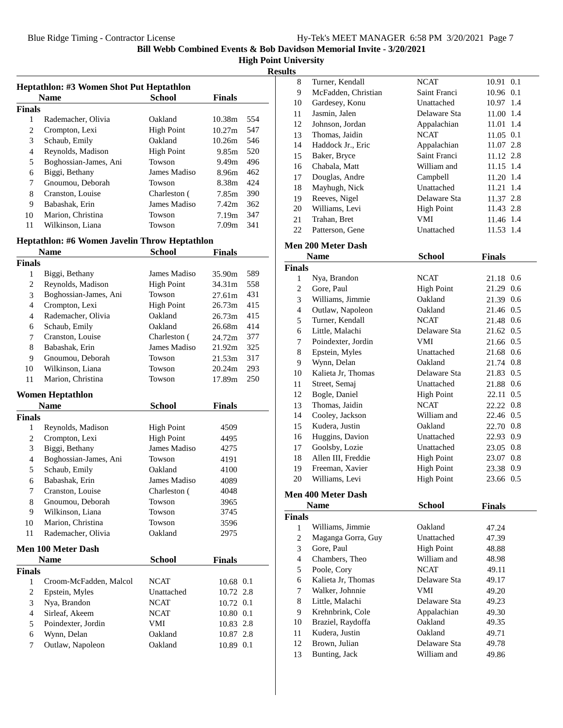Bill Webb Combined Events & Bob Davidson Memorial Invite - 3/20/2021

High Point University

Results

### Heptathlon: #3 Women Shot Put Heptathlon

| | Name | School | Finals | |
|---|---|---|---|---|
| **Finals** | | | | |
| 1 | Rademacher, Olivia | Oakland | 10.38m | 554 |
| 2 | Crompton, Lexi | High Point | 10.27m | 547 |
| 3 | Schaub, Emily | Oakland | 10.26m | 546 |
| 4 | Reynolds, Madison | High Point | 9.85m | 520 |
| 5 | Boghossian-James, Ani | Towson | 9.49m | 496 |
| 6 | Biggi, Bethany | James Madiso | 8.96m | 462 |
| 7 | Gnoumou, Deborah | Towson | 8.38m | 424 |
| 8 | Cranston, Louise | Charleston ( | 7.85m | 390 |
| 9 | Babashak, Erin | James Madiso | 7.42m | 362 |
| 10 | Marion, Christina | Towson | 7.19m | 347 |
| 11 | Wilkinson, Liana | Towson | 7.09m | 341 |

### Heptathlon: #6 Women Javelin Throw Heptathlon

| | Name | School | Finals | |
|---|---|---|---|---|
| **Finals** | | | | |
| 1 | Biggi, Bethany | James Madiso | 35.90m | 589 |
| 2 | Reynolds, Madison | High Point | 34.31m | 558 |
| 3 | Boghossian-James, Ani | Towson | 27.61m | 431 |
| 4 | Crompton, Lexi | High Point | 26.73m | 415 |
| 4 | Rademacher, Olivia | Oakland | 26.73m | 415 |
| 6 | Schaub, Emily | Oakland | 26.68m | 414 |
| 7 | Cranston, Louise | Charleston ( | 24.72m | 377 |
| 8 | Babashak, Erin | James Madiso | 21.92m | 325 |
| 9 | Gnoumou, Deborah | Towson | 21.53m | 317 |
| 10 | Wilkinson, Liana | Towson | 20.24m | 293 |
| 11 | Marion, Christina | Towson | 17.89m | 250 |

### Women Heptathlon

| | Name | School | Finals |
|---|---|---|---|
| **Finals** | | | |
| 1 | Reynolds, Madison | High Point | 4509 |
| 2 | Crompton, Lexi | High Point | 4495 |
| 3 | Biggi, Bethany | James Madiso | 4275 |
| 4 | Boghossian-James, Ani | Towson | 4191 |
| 5 | Schaub, Emily | Oakland | 4100 |
| 6 | Babashak, Erin | James Madiso | 4089 |
| 7 | Cranston, Louise | Charleston ( | 4048 |
| 8 | Gnoumou, Deborah | Towson | 3965 |
| 9 | Wilkinson, Liana | Towson | 3745 |
| 10 | Marion, Christina | Towson | 3596 |
| 11 | Rademacher, Olivia | Oakland | 2975 |

### Men 100 Meter Dash

| | Name | School | Finals | |
|---|---|---|---|---|
| **Finals** | | | | |
| 1 | Croom-McFadden, Malcol | NCAT | 10.68 | 0.1 |
| 2 | Epstein, Myles | Unattached | 10.72 | 2.8 |
| 3 | Nya, Brandon | NCAT | 10.72 | 0.1 |
| 4 | Sirleaf, Akeem | NCAT | 10.80 | 0.1 |
| 5 | Poindexter, Jordin | VMI | 10.83 | 2.8 |
| 6 | Wynn, Delan | Oakland | 10.87 | 2.8 |
| 7 | Outlaw, Napoleon | Oakland | 10.89 | 0.1 |
| 8 | Turner, Kendall | NCAT | 10.91 | 0.1 |
| 9 | McFadden, Christian | Saint Franci | 10.96 | 0.1 |
| 10 | Gardesey, Konu | Unattached | 10.97 | 1.4 |
| 11 | Jasmin, Jalen | Delaware Sta | 11.00 | 1.4 |
| 12 | Johnson, Jordan | Appalachian | 11.01 | 1.4 |
| 13 | Thomas, Jaidin | NCAT | 11.05 | 0.1 |
| 14 | Haddock Jr., Eric | Appalachian | 11.07 | 2.8 |
| 15 | Baker, Bryce | Saint Franci | 11.12 | 2.8 |
| 16 | Chabala, Matt | William and | 11.15 | 1.4 |
| 17 | Douglas, Andre | Campbell | 11.20 | 1.4 |
| 18 | Mayhugh, Nick | Unattached | 11.21 | 1.4 |
| 19 | Reeves, Nigel | Delaware Sta | 11.37 | 2.8 |
| 20 | Williams, Levi | High Point | 11.43 | 2.8 |
| 21 | Trahan, Bret | VMI | 11.46 | 1.4 |
| 22 | Patterson, Gene | Unattached | 11.53 | 1.4 |

### Men 200 Meter Dash

| | Name | School | Finals | |
|---|---|---|---|---|
| **Finals** | | | | |
| 1 | Nya, Brandon | NCAT | 21.18 | 0.6 |
| 2 | Gore, Paul | High Point | 21.29 | 0.6 |
| 3 | Williams, Jimmie | Oakland | 21.39 | 0.6 |
| 4 | Outlaw, Napoleon | Oakland | 21.46 | 0.5 |
| 5 | Turner, Kendall | NCAT | 21.48 | 0.6 |
| 6 | Little, Malachi | Delaware Sta | 21.62 | 0.5 |
| 7 | Poindexter, Jordin | VMI | 21.66 | 0.5 |
| 8 | Epstein, Myles | Unattached | 21.68 | 0.6 |
| 9 | Wynn, Delan | Oakland | 21.74 | 0.8 |
| 10 | Kalieta Jr, Thomas | Delaware Sta | 21.83 | 0.5 |
| 11 | Street, Semaj | Unattached | 21.88 | 0.6 |
| 12 | Bogle, Daniel | High Point | 22.11 | 0.5 |
| 13 | Thomas, Jaidin | NCAT | 22.22 | 0.8 |
| 14 | Cooley, Jackson | William and | 22.46 | 0.5 |
| 15 | Kudera, Justin | Oakland | 22.70 | 0.8 |
| 16 | Huggins, Davion | Unattached | 22.93 | 0.9 |
| 17 | Goolsby, Lozie | Unattached | 23.05 | 0.8 |
| 18 | Allen III, Freddie | High Point | 23.07 | 0.8 |
| 19 | Freeman, Xavier | High Point | 23.38 | 0.9 |
| 20 | Williams, Levi | High Point | 23.66 | 0.5 |

### Men 400 Meter Dash

| | Name | School | Finals |
|---|---|---|---|
| **Finals** | | | |
| 1 | Williams, Jimmie | Oakland | 47.24 |
| 2 | Maganga Gorra, Guy | Unattached | 47.39 |
| 3 | Gore, Paul | High Point | 48.88 |
| 4 | Chambers, Theo | William and | 48.98 |
| 5 | Poole, Cory | NCAT | 49.11 |
| 6 | Kalieta Jr, Thomas | Delaware Sta | 49.17 |
| 7 | Walker, Johnnie | VMI | 49.20 |
| 8 | Little, Malachi | Delaware Sta | 49.23 |
| 9 | Krehnbrink, Cole | Appalachian | 49.30 |
| 10 | Braziel, Raydoffa | Oakland | 49.35 |
| 11 | Kudera, Justin | Oakland | 49.71 |
| 12 | Brown, Julian | Delaware Sta | 49.78 |
| 13 | Bunting, Jack | William and | 49.86 |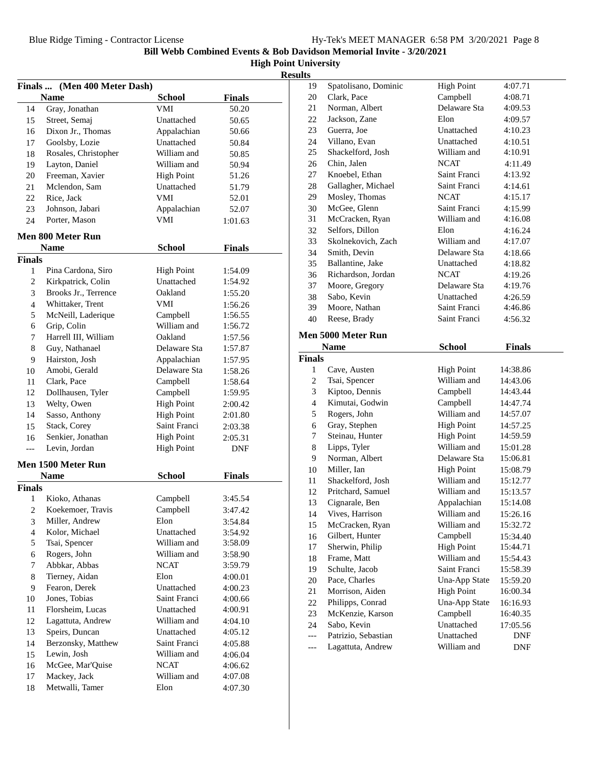# Bill Webb Combined Events & Bob Davidson Memorial Invite - 3/20/2021

## High Point University

### Results

**Finals ... (Men 400 Meter Dash)**

| | Name | School | Finals |
|---|---|---|---|
| 14 | Gray, Jonathan | VMI | 50.20 |
| 15 | Street, Semaj | Unattached | 50.65 |
| 16 | Dixon Jr., Thomas | Appalachian | 50.66 |
| 17 | Goolsby, Lozie | Unattached | 50.84 |
| 18 | Rosales, Christopher | William and | 50.85 |
| 19 | Layton, Daniel | William and | 50.94 |
| 20 | Freeman, Xavier | High Point | 51.26 |
| 21 | Mclendon, Sam | Unattached | 51.79 |
| 22 | Rice, Jack | VMI | 52.01 |
| 23 | Johnson, Jabari | Appalachian | 52.07 |
| 24 | Porter, Mason | VMI | 1:01.63 |

### Men 800 Meter Run

| | Name | School | Finals |
|---|---|---|---|
| **Finals** | | | |
| 1 | Pina Cardona, Siro | High Point | 1:54.09 |
| 2 | Kirkpatrick, Colin | Unattached | 1:54.92 |
| 3 | Brooks Jr., Terrence | Oakland | 1:55.20 |
| 4 | Whittaker, Trent | VMI | 1:56.26 |
| 5 | McNeill, Laderique | Campbell | 1:56.55 |
| 6 | Grip, Colin | William and | 1:56.72 |
| 7 | Harrell III, William | Oakland | 1:57.56 |
| 8 | Guy, Nathanael | Delaware Sta | 1:57.87 |
| 9 | Hairston, Josh | Appalachian | 1:57.95 |
| 10 | Amobi, Gerald | Delaware Sta | 1:58.26 |
| 11 | Clark, Pace | Campbell | 1:58.64 |
| 12 | Dollhausen, Tyler | Campbell | 1:59.95 |
| 13 | Welty, Owen | High Point | 2:00.42 |
| 14 | Sasso, Anthony | High Point | 2:01.80 |
| 15 | Stack, Corey | Saint Franci | 2:03.38 |
| 16 | Senkier, Jonathan | High Point | 2:05.31 |
| --- | Levin, Jordan | High Point | DNF |

### Men 1500 Meter Run

| | Name | School | Finals |
|---|---|---|---|
| **Finals** | | | |
| 1 | Kioko, Athanas | Campbell | 3:45.54 |
| 2 | Koekemoer, Travis | Campbell | 3:47.42 |
| 3 | Miller, Andrew | Elon | 3:54.84 |
| 4 | Kolor, Michael | Unattached | 3:54.92 |
| 5 | Tsai, Spencer | William and | 3:58.09 |
| 6 | Rogers, John | William and | 3:58.90 |
| 7 | Abbkar, Abbas | NCAT | 3:59.79 |
| 8 | Tierney, Aidan | Elon | 4:00.01 |
| 9 | Fearon, Derek | Unattached | 4:00.23 |
| 10 | Jones, Tobias | Saint Franci | 4:00.66 |
| 11 | Florsheim, Lucas | Unattached | 4:00.91 |
| 12 | Lagattuta, Andrew | William and | 4:04.10 |
| 13 | Speirs, Duncan | Unattached | 4:05.12 |
| 14 | Berzonsky, Matthew | Saint Franci | 4:05.88 |
| 15 | Lewin, Josh | William and | 4:06.04 |
| 16 | McGee, Mar'Quise | NCAT | 4:06.62 |
| 17 | Mackey, Jack | William and | 4:07.08 |
| 18 | Metwalli, Tamer | Elon | 4:07.30 |
| 19 | Spatolisano, Dominic | High Point | 4:07.71 |
| 20 | Clark, Pace | Campbell | 4:08.71 |
| 21 | Norman, Albert | Delaware Sta | 4:09.53 |
| 22 | Jackson, Zane | Elon | 4:09.57 |
| 23 | Guerra, Joe | Unattached | 4:10.23 |
| 24 | Villano, Evan | Unattached | 4:10.51 |
| 25 | Shackelford, Josh | William and | 4:10.91 |
| 26 | Chin, Jalen | NCAT | 4:11.49 |
| 27 | Knoebel, Ethan | Saint Franci | 4:13.92 |
| 28 | Gallagher, Michael | Saint Franci | 4:14.61 |
| 29 | Mosley, Thomas | NCAT | 4:15.17 |
| 30 | McGee, Glenn | Saint Franci | 4:15.99 |
| 31 | McCracken, Ryan | William and | 4:16.08 |
| 32 | Selfors, Dillon | Elon | 4:16.24 |
| 33 | Skolnekovich, Zach | William and | 4:17.07 |
| 34 | Smith, Devin | Delaware Sta | 4:18.66 |
| 35 | Ballantine, Jake | Unattached | 4:18.82 |
| 36 | Richardson, Jordan | NCAT | 4:19.26 |
| 37 | Moore, Gregory | Delaware Sta | 4:19.76 |
| 38 | Sabo, Kevin | Unattached | 4:26.59 |
| 39 | Moore, Nathan | Saint Franci | 4:46.86 |
| 40 | Reese, Brady | Saint Franci | 4:56.32 |

### Men 5000 Meter Run

| | Name | School | Finals |
|---|---|---|---|
| **Finals** | | | |
| 1 | Cave, Austen | High Point | 14:38.86 |
| 2 | Tsai, Spencer | William and | 14:43.06 |
| 3 | Kiptoo, Dennis | Campbell | 14:43.44 |
| 4 | Kimutai, Godwin | Campbell | 14:47.74 |
| 5 | Rogers, John | William and | 14:57.07 |
| 6 | Gray, Stephen | High Point | 14:57.25 |
| 7 | Steinau, Hunter | High Point | 14:59.59 |
| 8 | Lipps, Tyler | William and | 15:01.28 |
| 9 | Norman, Albert | Delaware Sta | 15:06.81 |
| 10 | Miller, Ian | High Point | 15:08.79 |
| 11 | Shackelford, Josh | William and | 15:12.77 |
| 12 | Pritchard, Samuel | William and | 15:13.57 |
| 13 | Cignarale, Ben | Appalachian | 15:14.08 |
| 14 | Vives, Harrison | William and | 15:26.16 |
| 15 | McCracken, Ryan | William and | 15:32.72 |
| 16 | Gilbert, Hunter | Campbell | 15:34.40 |
| 17 | Sherwin, Philip | High Point | 15:44.71 |
| 18 | Frame, Matt | William and | 15:54.43 |
| 19 | Schulte, Jacob | Saint Franci | 15:58.39 |
| 20 | Pace, Charles | Una-App State | 15:59.20 |
| 21 | Morrison, Aiden | High Point | 16:00.34 |
| 22 | Philipps, Conrad | Una-App State | 16:16.93 |
| 23 | McKenzie, Karson | Campbell | 16:40.35 |
| 24 | Sabo, Kevin | Unattached | 17:05.56 |
| --- | Patrizio, Sebastian | Unattached | DNF |
| --- | Lagattuta, Andrew | William and | DNF |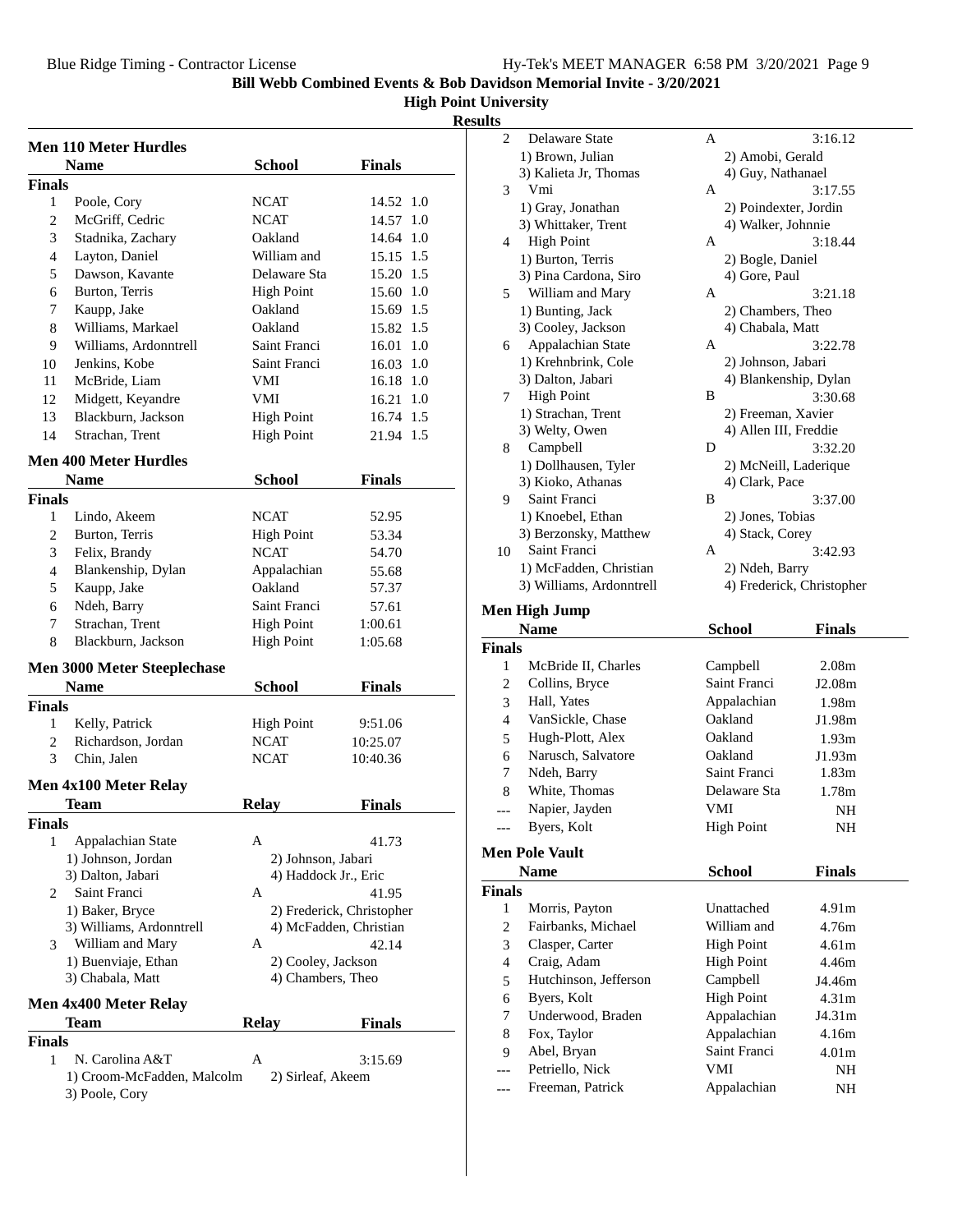Bill Webb Combined Events & Bob Davidson Memorial Invite - 3/20/2021

High Point University

Results

## Men 110 Meter Hurdles

| | Name | School | Finals | |
|---|---|---|---|---|
| **Finals** | | | | |
| 1 | Poole, Cory | NCAT | 14.52 | 1.0 |
| 2 | McGriff, Cedric | NCAT | 14.57 | 1.0 |
| 3 | Stadnika, Zachary | Oakland | 14.64 | 1.0 |
| 4 | Layton, Daniel | William and | 15.15 | 1.5 |
| 5 | Dawson, Kavante | Delaware Sta | 15.20 | 1.5 |
| 6 | Burton, Terris | High Point | 15.60 | 1.0 |
| 7 | Kaupp, Jake | Oakland | 15.69 | 1.5 |
| 8 | Williams, Markael | Oakland | 15.82 | 1.5 |
| 9 | Williams, Ardonntrell | Saint Franci | 16.01 | 1.0 |
| 10 | Jenkins, Kobe | Saint Franci | 16.03 | 1.0 |
| 11 | McBride, Liam | VMI | 16.18 | 1.0 |
| 12 | Midgett, Keyandre | VMI | 16.21 | 1.0 |
| 13 | Blackburn, Jackson | High Point | 16.74 | 1.5 |
| 14 | Strachan, Trent | High Point | 21.94 | 1.5 |

## Men 400 Meter Hurdles

| | Name | School | Finals |
|---|---|---|---|
| **Finals** | | | |
| 1 | Lindo, Akeem | NCAT | 52.95 |
| 2 | Burton, Terris | High Point | 53.34 |
| 3 | Felix, Brandy | NCAT | 54.70 |
| 4 | Blankenship, Dylan | Appalachian | 55.68 |
| 5 | Kaupp, Jake | Oakland | 57.37 |
| 6 | Ndeh, Barry | Saint Franci | 57.61 |
| 7 | Strachan, Trent | High Point | 1:00.61 |
| 8 | Blackburn, Jackson | High Point | 1:05.68 |

## Men 3000 Meter Steeplechase

| | Name | School | Finals |
|---|---|---|---|
| **Finals** | | | |
| 1 | Kelly, Patrick | High Point | 9:51.06 |
| 2 | Richardson, Jordan | NCAT | 10:25.07 |
| 3 | Chin, Jalen | NCAT | 10:40.36 |

## Men 4x100 Meter Relay

| | Team | Relay | Finals |
|---|---|---|---|
| **Finals** | | | |
| 1 | Appalachian State | A | 41.73 |
| | 1) Johnson, Jordan | 2) Johnson, Jabari | |
| | 3) Dalton, Jabari | 4) Haddock Jr., Eric | |
| 2 | Saint Franci | A | 41.95 |
| | 1) Baker, Bryce | 2) Frederick, Christopher | |
| | 3) Williams, Ardonntrell | 4) McFadden, Christian | |
| 3 | William and Mary | A | 42.14 |
| | 1) Buenviaje, Ethan | 2) Cooley, Jackson | |
| | 3) Chabala, Matt | 4) Chambers, Theo | |

## Men 4x400 Meter Relay

| | Team | Relay | Finals |
|---|---|---|---|
| **Finals** | | | |
| 1 | N. Carolina A&T | A | 3:15.69 |
| | 1) Croom-McFadden, Malcolm | 2) Sirleaf, Akeem | |
| | 3) Poole, Cory | | |
| 2 | Delaware State | A | 3:16.12 |
| | 1) Brown, Julian | 2) Amobi, Gerald | |
| | 3) Kalieta Jr, Thomas | 4) Guy, Nathanael | |
| 3 | Vmi | A | 3:17.55 |
| | 1) Gray, Jonathan | 2) Poindexter, Jordin | |
| | 3) Whittaker, Trent | 4) Walker, Johnnie | |
| 4 | High Point | A | 3:18.44 |
| | 1) Burton, Terris | 2) Bogle, Daniel | |
| | 3) Pina Cardona, Siro | 4) Gore, Paul | |
| 5 | William and Mary | A | 3:21.18 |
| | 1) Bunting, Jack | 2) Chambers, Theo | |
| | 3) Cooley, Jackson | 4) Chabala, Matt | |
| 6 | Appalachian State | A | 3:22.78 |
| | 1) Krehnbrink, Cole | 2) Johnson, Jabari | |
| | 3) Dalton, Jabari | 4) Blankenship, Dylan | |
| 7 | High Point | B | 3:30.68 |
| | 1) Strachan, Trent | 2) Freeman, Xavier | |
| | 3) Welty, Owen | 4) Allen III, Freddie | |
| 8 | Campbell | D | 3:32.20 |
| | 1) Dollhausen, Tyler | 2) McNeill, Laderique | |
| | 3) Kioko, Athanas | 4) Clark, Pace | |
| 9 | Saint Franci | B | 3:37.00 |
| | 1) Knoebel, Ethan | 2) Jones, Tobias | |
| | 3) Berzonsky, Matthew | 4) Stack, Corey | |
| 10 | Saint Franci | A | 3:42.93 |
| | 1) McFadden, Christian | 2) Ndeh, Barry | |
| | 3) Williams, Ardonntrell | 4) Frederick, Christopher | |

## Men High Jump

| | Name | School | Finals |
|---|---|---|---|
| **Finals** | | | |
| 1 | McBride II, Charles | Campbell | 2.08m |
| 2 | Collins, Bryce | Saint Franci | J2.08m |
| 3 | Hall, Yates | Appalachian | 1.98m |
| 4 | VanSickle, Chase | Oakland | J1.98m |
| 5 | Hugh-Plott, Alex | Oakland | 1.93m |
| 6 | Narusch, Salvatore | Oakland | J1.93m |
| 7 | Ndeh, Barry | Saint Franci | 1.83m |
| 8 | White, Thomas | Delaware Sta | 1.78m |
| --- | Napier, Jayden | VMI | NH |
| --- | Byers, Kolt | High Point | NH |

## Men Pole Vault

| | Name | School | Finals |
|---|---|---|---|
| **Finals** | | | |
| 1 | Morris, Payton | Unattached | 4.91m |
| 2 | Fairbanks, Michael | William and | 4.76m |
| 3 | Clasper, Carter | High Point | 4.61m |
| 4 | Craig, Adam | High Point | 4.46m |
| 5 | Hutchinson, Jefferson | Campbell | J4.46m |
| 6 | Byers, Kolt | High Point | 4.31m |
| 7 | Underwood, Braden | Appalachian | J4.31m |
| 8 | Fox, Taylor | Appalachian | 4.16m |
| 9 | Abel, Bryan | Saint Franci | 4.01m |
| --- | Petriello, Nick | VMI | NH |
| --- | Freeman, Patrick | Appalachian | NH |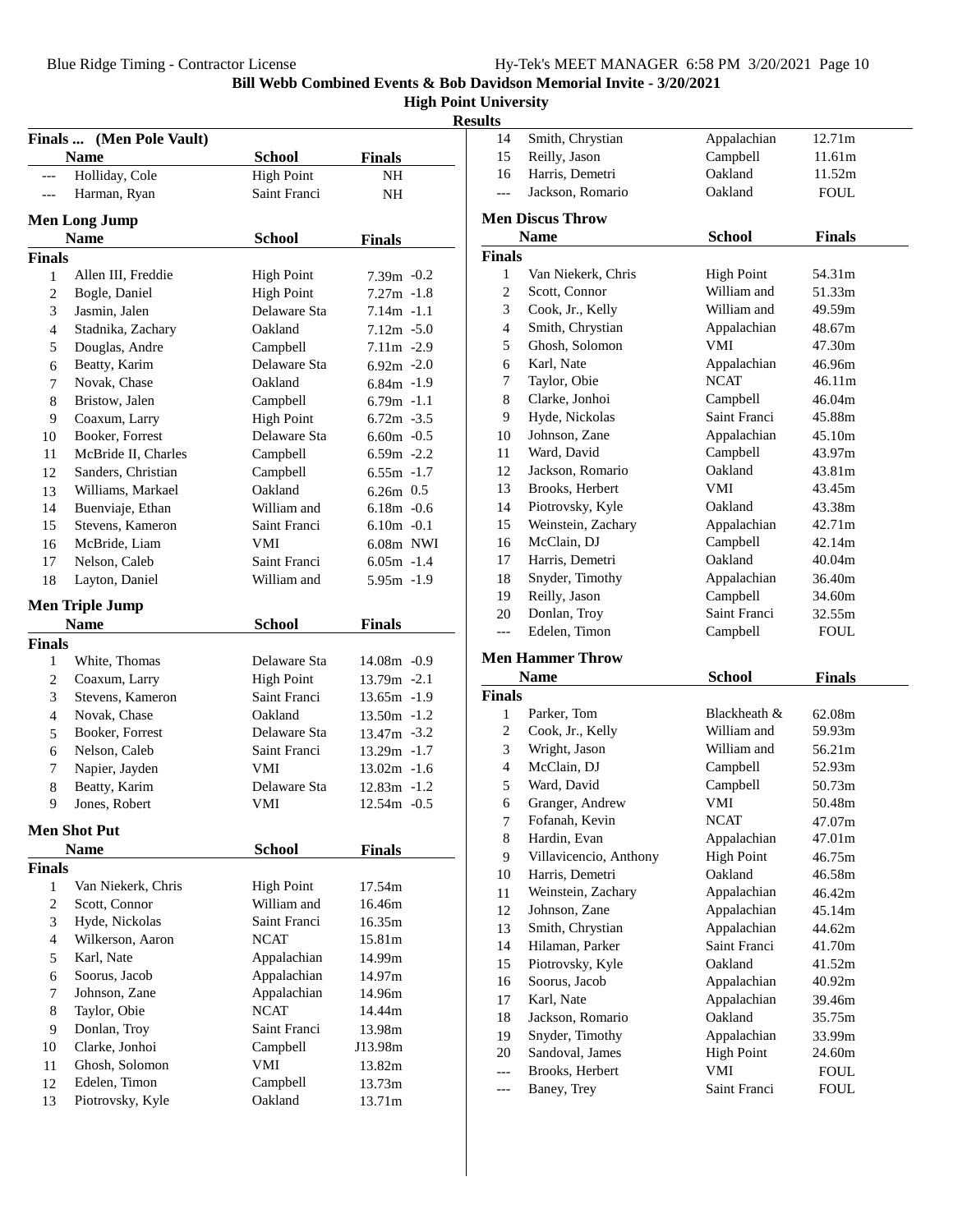## Bill Webb Combined Events & Bob Davidson Memorial Invite - 3/20/2021

### High Point University

#### Results

**Finals ... (Men Pole Vault)**

| | Name | School | Finals |
|---|---|---|---|
| --- | Holliday, Cole | High Point | NH |
| --- | Harman, Ryan | Saint Franci | NH |

### Men Long Jump

| | Name | School | Finals | Wind |
|---|---|---|---|---|
| **Finals** | | | | |
| 1 | Allen III, Freddie | High Point | 7.39m | -0.2 |
| 2 | Bogle, Daniel | High Point | 7.27m | -1.8 |
| 3 | Jasmin, Jalen | Delaware Sta | 7.14m | -1.1 |
| 4 | Stadnika, Zachary | Oakland | 7.12m | -5.0 |
| 5 | Douglas, Andre | Campbell | 7.11m | -2.9 |
| 6 | Beatty, Karim | Delaware Sta | 6.92m | -2.0 |
| 7 | Novak, Chase | Oakland | 6.84m | -1.9 |
| 8 | Bristow, Jalen | Campbell | 6.79m | -1.1 |
| 9 | Coaxum, Larry | High Point | 6.72m | -3.5 |
| 10 | Booker, Forrest | Delaware Sta | 6.60m | -0.5 |
| 11 | McBride II, Charles | Campbell | 6.59m | -2.2 |
| 12 | Sanders, Christian | Campbell | 6.55m | -1.7 |
| 13 | Williams, Markael | Oakland | 6.26m | 0.5 |
| 14 | Buenviaje, Ethan | William and | 6.18m | -0.6 |
| 15 | Stevens, Kameron | Saint Franci | 6.10m | -0.1 |
| 16 | McBride, Liam | VMI | 6.08m | NWI |
| 17 | Nelson, Caleb | Saint Franci | 6.05m | -1.4 |
| 18 | Layton, Daniel | William and | 5.95m | -1.9 |

### Men Triple Jump

| | Name | School | Finals | Wind |
|---|---|---|---|---|
| **Finals** | | | | |
| 1 | White, Thomas | Delaware Sta | 14.08m | -0.9 |
| 2 | Coaxum, Larry | High Point | 13.79m | -2.1 |
| 3 | Stevens, Kameron | Saint Franci | 13.65m | -1.9 |
| 4 | Novak, Chase | Oakland | 13.50m | -1.2 |
| 5 | Booker, Forrest | Delaware Sta | 13.47m | -3.2 |
| 6 | Nelson, Caleb | Saint Franci | 13.29m | -1.7 |
| 7 | Napier, Jayden | VMI | 13.02m | -1.6 |
| 8 | Beatty, Karim | Delaware Sta | 12.83m | -1.2 |
| 9 | Jones, Robert | VMI | 12.54m | -0.5 |

### Men Shot Put

| | Name | School | Finals |
|---|---|---|---|
| **Finals** | | | |
| 1 | Van Niekerk, Chris | High Point | 17.54m |
| 2 | Scott, Connor | William and | 16.46m |
| 3 | Hyde, Nickolas | Saint Franci | 16.35m |
| 4 | Wilkerson, Aaron | NCAT | 15.81m |
| 5 | Karl, Nate | Appalachian | 14.99m |
| 6 | Soorus, Jacob | Appalachian | 14.97m |
| 7 | Johnson, Zane | Appalachian | 14.96m |
| 8 | Taylor, Obie | NCAT | 14.44m |
| 9 | Donlan, Troy | Saint Franci | 13.98m |
| 10 | Clarke, Jonhoi | Campbell | J13.98m |
| 11 | Ghosh, Solomon | VMI | 13.82m |
| 12 | Edelen, Timon | Campbell | 13.73m |
| 13 | Piotrovsky, Kyle | Oakland | 13.71m |
| 14 | Smith, Chrystian | Appalachian | 12.71m |
| 15 | Reilly, Jason | Campbell | 11.61m |
| 16 | Harris, Demetri | Oakland | 11.52m |
| --- | Jackson, Romario | Oakland | FOUL |

### Men Discus Throw

| | Name | School | Finals |
|---|---|---|---|
| **Finals** | | | |
| 1 | Van Niekerk, Chris | High Point | 54.31m |
| 2 | Scott, Connor | William and | 51.33m |
| 3 | Cook, Jr., Kelly | William and | 49.59m |
| 4 | Smith, Chrystian | Appalachian | 48.67m |
| 5 | Ghosh, Solomon | VMI | 47.30m |
| 6 | Karl, Nate | Appalachian | 46.96m |
| 7 | Taylor, Obie | NCAT | 46.11m |
| 8 | Clarke, Jonhoi | Campbell | 46.04m |
| 9 | Hyde, Nickolas | Saint Franci | 45.88m |
| 10 | Johnson, Zane | Appalachian | 45.10m |
| 11 | Ward, David | Campbell | 43.97m |
| 12 | Jackson, Romario | Oakland | 43.81m |
| 13 | Brooks, Herbert | VMI | 43.45m |
| 14 | Piotrovsky, Kyle | Oakland | 43.38m |
| 15 | Weinstein, Zachary | Appalachian | 42.71m |
| 16 | McClain, DJ | Campbell | 42.14m |
| 17 | Harris, Demetri | Oakland | 40.04m |
| 18 | Snyder, Timothy | Appalachian | 36.40m |
| 19 | Reilly, Jason | Campbell | 34.60m |
| 20 | Donlan, Troy | Saint Franci | 32.55m |
| --- | Edelen, Timon | Campbell | FOUL |

### Men Hammer Throw

| | Name | School | Finals |
|---|---|---|---|
| **Finals** | | | |
| 1 | Parker, Tom | Blackheath & | 62.08m |
| 2 | Cook, Jr., Kelly | William and | 59.93m |
| 3 | Wright, Jason | William and | 56.21m |
| 4 | McClain, DJ | Campbell | 52.93m |
| 5 | Ward, David | Campbell | 50.73m |
| 6 | Granger, Andrew | VMI | 50.48m |
| 7 | Fofanah, Kevin | NCAT | 47.07m |
| 8 | Hardin, Evan | Appalachian | 47.01m |
| 9 | Villavicencio, Anthony | High Point | 46.75m |
| 10 | Harris, Demetri | Oakland | 46.58m |
| 11 | Weinstein, Zachary | Appalachian | 46.42m |
| 12 | Johnson, Zane | Appalachian | 45.14m |
| 13 | Smith, Chrystian | Appalachian | 44.62m |
| 14 | Hilaman, Parker | Saint Franci | 41.70m |
| 15 | Piotrovsky, Kyle | Oakland | 41.52m |
| 16 | Soorus, Jacob | Appalachian | 40.92m |
| 17 | Karl, Nate | Appalachian | 39.46m |
| 18 | Jackson, Romario | Oakland | 35.75m |
| 19 | Snyder, Timothy | Appalachian | 33.99m |
| 20 | Sandoval, James | High Point | 24.60m |
| --- | Brooks, Herbert | VMI | FOUL |
| --- | Baney, Trey | Saint Franci | FOUL |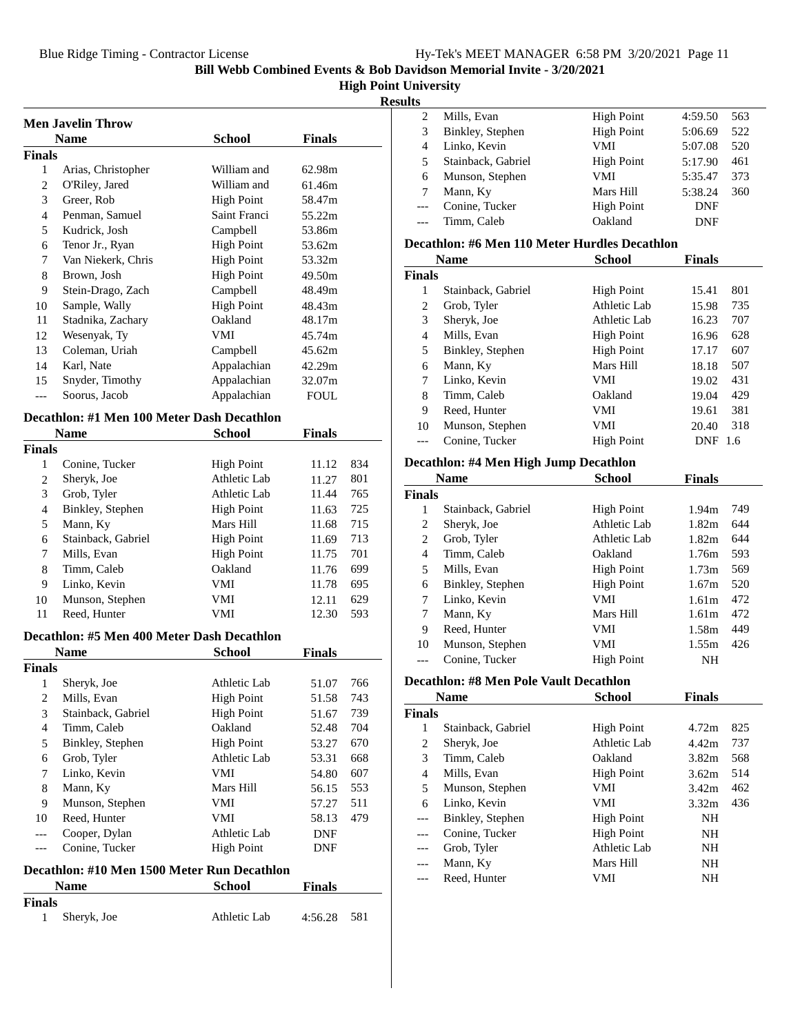## Results

### Men Javelin Throw

| | Name | School | Finals |
|---|---|---|---|
| **Finals** | | | |
| 1 | Arias, Christopher | William and | 62.98m |
| 2 | O'Riley, Jared | William and | 61.46m |
| 3 | Greer, Rob | High Point | 58.47m |
| 4 | Penman, Samuel | Saint Franci | 55.22m |
| 5 | Kudrick, Josh | Campbell | 53.86m |
| 6 | Tenor Jr., Ryan | High Point | 53.62m |
| 7 | Van Niekerk, Chris | High Point | 53.32m |
| 8 | Brown, Josh | High Point | 49.50m |
| 9 | Stein-Drago, Zach | Campbell | 48.49m |
| 10 | Sample, Wally | High Point | 48.43m |
| 11 | Stadnika, Zachary | Oakland | 48.17m |
| 12 | Wesenyak, Ty | VMI | 45.74m |
| 13 | Coleman, Uriah | Campbell | 45.62m |
| 14 | Karl, Nate | Appalachian | 42.29m |
| 15 | Snyder, Timothy | Appalachian | 32.07m |
| --- | Soorus, Jacob | Appalachian | FOUL |

### Decathlon: #1 Men 100 Meter Dash Decathlon

| | Name | School | Finals | |
|---|---|---|---|---|
| **Finals** | | | | |
| 1 | Conine, Tucker | High Point | 11.12 | 834 |
| 2 | Sheryk, Joe | Athletic Lab | 11.27 | 801 |
| 3 | Grob, Tyler | Athletic Lab | 11.44 | 765 |
| 4 | Binkley, Stephen | High Point | 11.63 | 725 |
| 5 | Mann, Ky | Mars Hill | 11.68 | 715 |
| 6 | Stainback, Gabriel | High Point | 11.69 | 713 |
| 7 | Mills, Evan | High Point | 11.75 | 701 |
| 8 | Timm, Caleb | Oakland | 11.76 | 699 |
| 9 | Linko, Kevin | VMI | 11.78 | 695 |
| 10 | Munson, Stephen | VMI | 12.11 | 629 |
| 11 | Reed, Hunter | VMI | 12.30 | 593 |

### Decathlon: #5 Men 400 Meter Dash Decathlon

| | Name | School | Finals | |
|---|---|---|---|---|
| **Finals** | | | | |
| 1 | Sheryk, Joe | Athletic Lab | 51.07 | 766 |
| 2 | Mills, Evan | High Point | 51.58 | 743 |
| 3 | Stainback, Gabriel | High Point | 51.67 | 739 |
| 4 | Timm, Caleb | Oakland | 52.48 | 704 |
| 5 | Binkley, Stephen | High Point | 53.27 | 670 |
| 6 | Grob, Tyler | Athletic Lab | 53.31 | 668 |
| 7 | Linko, Kevin | VMI | 54.80 | 607 |
| 8 | Mann, Ky | Mars Hill | 56.15 | 553 |
| 9 | Munson, Stephen | VMI | 57.27 | 511 |
| 10 | Reed, Hunter | VMI | 58.13 | 479 |
| --- | Cooper, Dylan | Athletic Lab | DNF | |
| --- | Conine, Tucker | High Point | DNF | |

### Decathlon: #10 Men 1500 Meter Run Decathlon

| | Name | School | Finals | |
|---|---|---|---|---|
| **Finals** | | | | |
| 1 | Sheryk, Joe | Athletic Lab | 4:56.28 | 581 |
| 2 | Mills, Evan | High Point | 4:59.50 | 563 |
| 3 | Binkley, Stephen | High Point | 5:06.69 | 522 |
| 4 | Linko, Kevin | VMI | 5:07.08 | 520 |
| 5 | Stainback, Gabriel | High Point | 5:17.90 | 461 |
| 6 | Munson, Stephen | VMI | 5:35.47 | 373 |
| 7 | Mann, Ky | Mars Hill | 5:38.24 | 360 |
| --- | Conine, Tucker | High Point | DNF | |
| --- | Timm, Caleb | Oakland | DNF | |

### Decathlon: #6 Men 110 Meter Hurdles Decathlon

| | Name | School | Finals | |
|---|---|---|---|---|
| **Finals** | | | | |
| 1 | Stainback, Gabriel | High Point | 15.41 | 801 |
| 2 | Grob, Tyler | Athletic Lab | 15.98 | 735 |
| 3 | Sheryk, Joe | Athletic Lab | 16.23 | 707 |
| 4 | Mills, Evan | High Point | 16.96 | 628 |
| 5 | Binkley, Stephen | High Point | 17.17 | 607 |
| 6 | Mann, Ky | Mars Hill | 18.18 | 507 |
| 7 | Linko, Kevin | VMI | 19.02 | 431 |
| 8 | Timm, Caleb | Oakland | 19.04 | 429 |
| 9 | Reed, Hunter | VMI | 19.61 | 381 |
| 10 | Munson, Stephen | VMI | 20.40 | 318 |
| --- | Conine, Tucker | High Point | DNF | 1.6 |

### Decathlon: #4 Men High Jump Decathlon

| | Name | School | Finals | |
|---|---|---|---|---|
| **Finals** | | | | |
| 1 | Stainback, Gabriel | High Point | 1.94m | 749 |
| 2 | Sheryk, Joe | Athletic Lab | 1.82m | 644 |
| 2 | Grob, Tyler | Athletic Lab | 1.82m | 644 |
| 4 | Timm, Caleb | Oakland | 1.76m | 593 |
| 5 | Mills, Evan | High Point | 1.73m | 569 |
| 6 | Binkley, Stephen | High Point | 1.67m | 520 |
| 7 | Linko, Kevin | VMI | 1.61m | 472 |
| 7 | Mann, Ky | Mars Hill | 1.61m | 472 |
| 9 | Reed, Hunter | VMI | 1.58m | 449 |
| 10 | Munson, Stephen | VMI | 1.55m | 426 |
| --- | Conine, Tucker | High Point | NH | |

### Decathlon: #8 Men Pole Vault Decathlon

| | Name | School | Finals | |
|---|---|---|---|---|
| **Finals** | | | | |
| 1 | Stainback, Gabriel | High Point | 4.72m | 825 |
| 2 | Sheryk, Joe | Athletic Lab | 4.42m | 737 |
| 3 | Timm, Caleb | Oakland | 3.82m | 568 |
| 4 | Mills, Evan | High Point | 3.62m | 514 |
| 5 | Munson, Stephen | VMI | 3.42m | 462 |
| 6 | Linko, Kevin | VMI | 3.32m | 436 |
| --- | Binkley, Stephen | High Point | NH | |
| --- | Conine, Tucker | High Point | NH | |
| --- | Grob, Tyler | Athletic Lab | NH | |
| --- | Mann, Ky | Mars Hill | NH | |
| --- | Reed, Hunter | VMI | NH | |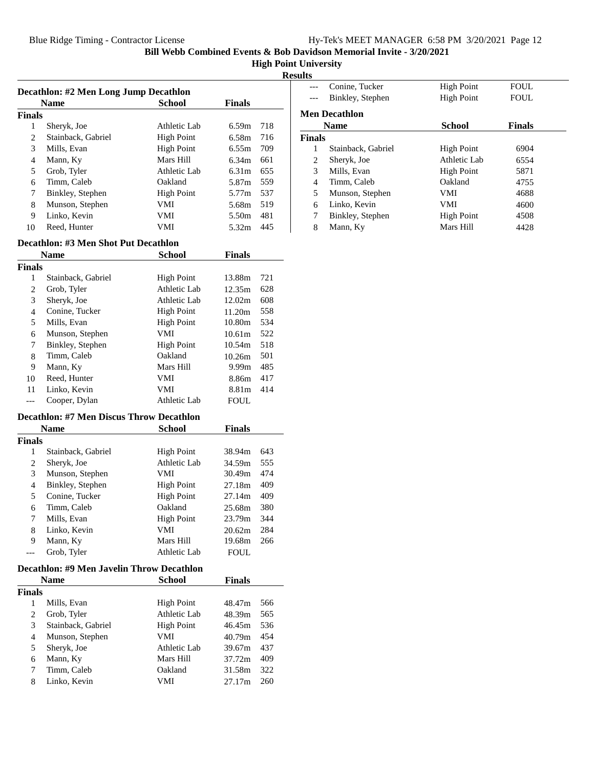**Bill Webb Combined Events & Bob Davidson Memorial Invite - 3/20/2021**

**High Point University**

**Results**

### Decathlon: #2 Men Long Jump Decathlon

| | Name | School | Finals | |
|---|---|---|---|---|
| **Finals** | | | | |
| 1 | Sheryk, Joe | Athletic Lab | 6.59m | 718 |
| 2 | Stainback, Gabriel | High Point | 6.58m | 716 |
| 3 | Mills, Evan | High Point | 6.55m | 709 |
| 4 | Mann, Ky | Mars Hill | 6.34m | 661 |
| 5 | Grob, Tyler | Athletic Lab | 6.31m | 655 |
| 6 | Timm, Caleb | Oakland | 5.87m | 559 |
| 7 | Binkley, Stephen | High Point | 5.77m | 537 |
| 8 | Munson, Stephen | VMI | 5.68m | 519 |
| 9 | Linko, Kevin | VMI | 5.50m | 481 |
| 10 | Reed, Hunter | VMI | 5.32m | 445 |

### Decathlon: #3 Men Shot Put Decathlon

| | Name | School | Finals | |
|---|---|---|---|---|
| **Finals** | | | | |
| 1 | Stainback, Gabriel | High Point | 13.88m | 721 |
| 2 | Grob, Tyler | Athletic Lab | 12.35m | 628 |
| 3 | Sheryk, Joe | Athletic Lab | 12.02m | 608 |
| 4 | Conine, Tucker | High Point | 11.20m | 558 |
| 5 | Mills, Evan | High Point | 10.80m | 534 |
| 6 | Munson, Stephen | VMI | 10.61m | 522 |
| 7 | Binkley, Stephen | High Point | 10.54m | 518 |
| 8 | Timm, Caleb | Oakland | 10.26m | 501 |
| 9 | Mann, Ky | Mars Hill | 9.99m | 485 |
| 10 | Reed, Hunter | VMI | 8.86m | 417 |
| 11 | Linko, Kevin | VMI | 8.81m | 414 |
| --- | Cooper, Dylan | Athletic Lab | FOUL | |

### Decathlon: #7 Men Discus Throw Decathlon

| | Name | School | Finals | |
|---|---|---|---|---|
| **Finals** | | | | |
| 1 | Stainback, Gabriel | High Point | 38.94m | 643 |
| 2 | Sheryk, Joe | Athletic Lab | 34.59m | 555 |
| 3 | Munson, Stephen | VMI | 30.49m | 474 |
| 4 | Binkley, Stephen | High Point | 27.18m | 409 |
| 5 | Conine, Tucker | High Point | 27.14m | 409 |
| 6 | Timm, Caleb | Oakland | 25.68m | 380 |
| 7 | Mills, Evan | High Point | 23.79m | 344 |
| 8 | Linko, Kevin | VMI | 20.62m | 284 |
| 9 | Mann, Ky | Mars Hill | 19.68m | 266 |
| --- | Grob, Tyler | Athletic Lab | FOUL | |

### Decathlon: #9 Men Javelin Throw Decathlon

| | Name | School | Finals | |
|---|---|---|---|---|
| **Finals** | | | | |
| 1 | Mills, Evan | High Point | 48.47m | 566 |
| 2 | Grob, Tyler | Athletic Lab | 48.39m | 565 |
| 3 | Stainback, Gabriel | High Point | 46.45m | 536 |
| 4 | Munson, Stephen | VMI | 40.79m | 454 |
| 5 | Sheryk, Joe | Athletic Lab | 39.67m | 437 |
| 6 | Mann, Ky | Mars Hill | 37.72m | 409 |
| 7 | Timm, Caleb | Oakland | 31.58m | 322 |
| 8 | Linko, Kevin | VMI | 27.17m | 260 |
| --- | Conine, Tucker | High Point | FOUL | |
| --- | Binkley, Stephen | High Point | FOUL | |

### Men Decathlon

| | Name | School | Finals |
|---|---|---|---|
| **Finals** | | | |
| 1 | Stainback, Gabriel | High Point | 6904 |
| 2 | Sheryk, Joe | Athletic Lab | 6554 |
| 3 | Mills, Evan | High Point | 5871 |
| 4 | Timm, Caleb | Oakland | 4755 |
| 5 | Munson, Stephen | VMI | 4688 |
| 6 | Linko, Kevin | VMI | 4600 |
| 7 | Binkley, Stephen | High Point | 4508 |
| 8 | Mann, Ky | Mars Hill | 4428 |